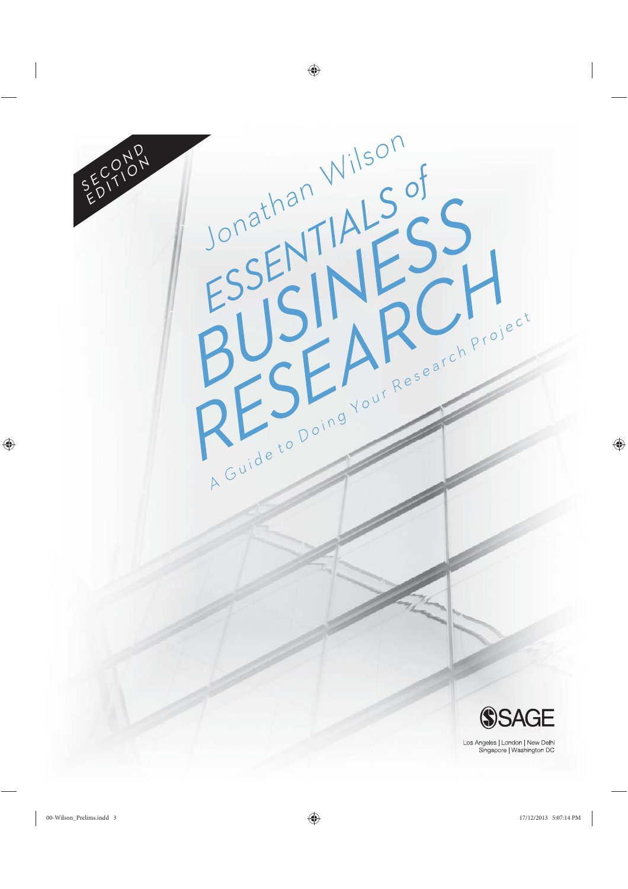SECOND EDITION

Jonathan Wilson

# ESSENTIALS of BUSINESS RESEARCH

## A Guide to Doing Your Research Project

SAGE

Los Angeles | London | New Delhi
Singapore | Washington DC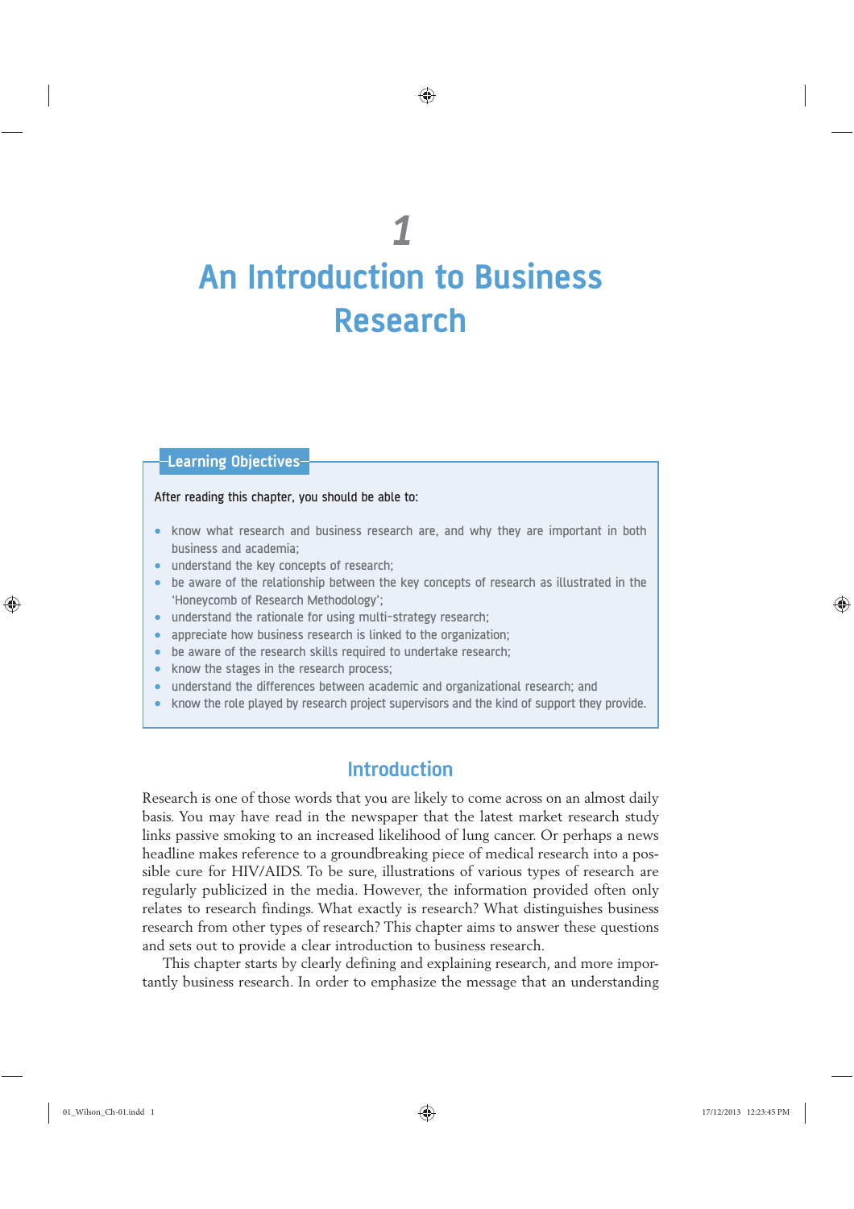# 1

# An Introduction to Business Research

## Learning Objectives

After reading this chapter, you should be able to:

- know what research and business research are, and why they are important in both business and academia;
- understand the key concepts of research;
- be aware of the relationship between the key concepts of research as illustrated in the 'Honeycomb of Research Methodology';
- understand the rationale for using multi-strategy research;
- appreciate how business research is linked to the organization;
- be aware of the research skills required to undertake research;
- know the stages in the research process;
- understand the differences between academic and organizational research; and
- know the role played by research project supervisors and the kind of support they provide.

## Introduction

Research is one of those words that you are likely to come across on an almost daily basis. You may have read in the newspaper that the latest market research study links passive smoking to an increased likelihood of lung cancer. Or perhaps a news headline makes reference to a groundbreaking piece of medical research into a possible cure for HIV/AIDS. To be sure, illustrations of various types of research are regularly publicized in the media. However, the information provided often only relates to research findings. What exactly is research? What distinguishes business research from other types of research? This chapter aims to answer these questions and sets out to provide a clear introduction to business research.

This chapter starts by clearly defining and explaining research, and more importantly business research. In order to emphasize the message that an understanding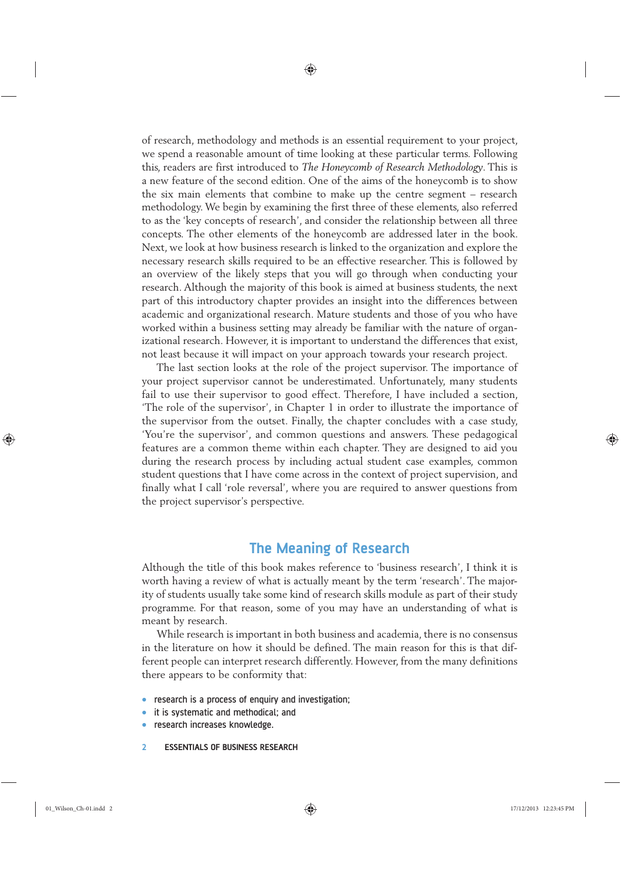of research, methodology and methods is an essential requirement to your project, we spend a reasonable amount of time looking at these particular terms. Following this, readers are first introduced to *The Honeycomb of Research Methodology*. This is a new feature of the second edition. One of the aims of the honeycomb is to show the six main elements that combine to make up the centre segment – research methodology. We begin by examining the first three of these elements, also referred to as the 'key concepts of research', and consider the relationship between all three concepts. The other elements of the honeycomb are addressed later in the book. Next, we look at how business research is linked to the organization and explore the necessary research skills required to be an effective researcher. This is followed by an overview of the likely steps that you will go through when conducting your research. Although the majority of this book is aimed at business students, the next part of this introductory chapter provides an insight into the differences between academic and organizational research. Mature students and those of you who have worked within a business setting may already be familiar with the nature of organizational research. However, it is important to understand the differences that exist, not least because it will impact on your approach towards your research project.

The last section looks at the role of the project supervisor. The importance of your project supervisor cannot be underestimated. Unfortunately, many students fail to use their supervisor to good effect. Therefore, I have included a section, 'The role of the supervisor', in Chapter 1 in order to illustrate the importance of the supervisor from the outset. Finally, the chapter concludes with a case study, 'You're the supervisor', and common questions and answers. These pedagogical features are a common theme within each chapter. They are designed to aid you during the research process by including actual student case examples, common student questions that I have come across in the context of project supervision, and finally what I call 'role reversal', where you are required to answer questions from the project supervisor's perspective.

## The Meaning of Research

Although the title of this book makes reference to 'business research', I think it is worth having a review of what is actually meant by the term 'research'. The majority of students usually take some kind of research skills module as part of their study programme. For that reason, some of you may have an understanding of what is meant by research.

While research is important in both business and academia, there is no consensus in the literature on how it should be defined. The main reason for this is that different people can interpret research differently. However, from the many definitions there appears to be conformity that:

- research is a process of enquiry and investigation;
- it is systematic and methodical; and
- research increases knowledge.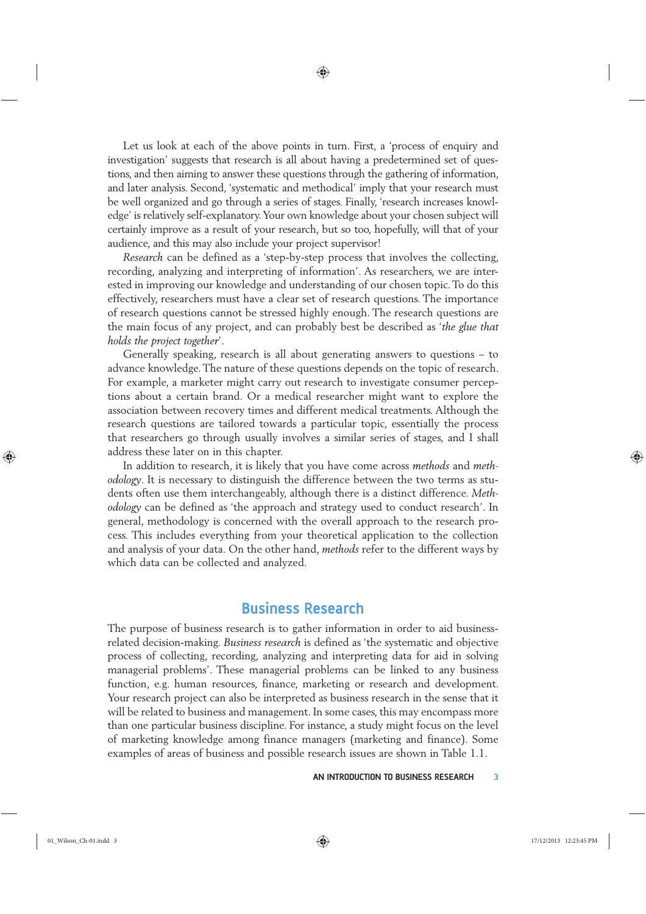Let us look at each of the above points in turn. First, a 'process of enquiry and investigation' suggests that research is all about having a predetermined set of questions, and then aiming to answer these questions through the gathering of information, and later analysis. Second, 'systematic and methodical' imply that your research must be well organized and go through a series of stages. Finally, 'research increases knowledge' is relatively self-explanatory. Your own knowledge about your chosen subject will certainly improve as a result of your research, but so too, hopefully, will that of your audience, and this may also include your project supervisor!

*Research* can be defined as a 'step-by-step process that involves the collecting, recording, analyzing and interpreting of information'. As researchers, we are interested in improving our knowledge and understanding of our chosen topic. To do this effectively, researchers must have a clear set of research questions. The importance of research questions cannot be stressed highly enough. The research questions are the main focus of any project, and can probably best be described as '*the glue that holds the project together*'.

Generally speaking, research is all about generating answers to questions – to advance knowledge. The nature of these questions depends on the topic of research. For example, a marketer might carry out research to investigate consumer perceptions about a certain brand. Or a medical researcher might want to explore the association between recovery times and different medical treatments. Although the research questions are tailored towards a particular topic, essentially the process that researchers go through usually involves a similar series of stages, and I shall address these later on in this chapter.

In addition to research, it is likely that you have come across *methods* and *methodology*. It is necessary to distinguish the difference between the two terms as students often use them interchangeably, although there is a distinct difference. *Methodology* can be defined as 'the approach and strategy used to conduct research'. In general, methodology is concerned with the overall approach to the research process. This includes everything from your theoretical application to the collection and analysis of your data. On the other hand, *methods* refer to the different ways by which data can be collected and analyzed.

## Business Research

The purpose of business research is to gather information in order to aid business-related decision-making. *Business research* is defined as 'the systematic and objective process of collecting, recording, analyzing and interpreting data for aid in solving managerial problems'. These managerial problems can be linked to any business function, e.g. human resources, finance, marketing or research and development. Your research project can also be interpreted as business research in the sense that it will be related to business and management. In some cases, this may encompass more than one particular business discipline. For instance, a study might focus on the level of marketing knowledge among finance managers (marketing and finance). Some examples of areas of business and possible research issues are shown in Table 1.1.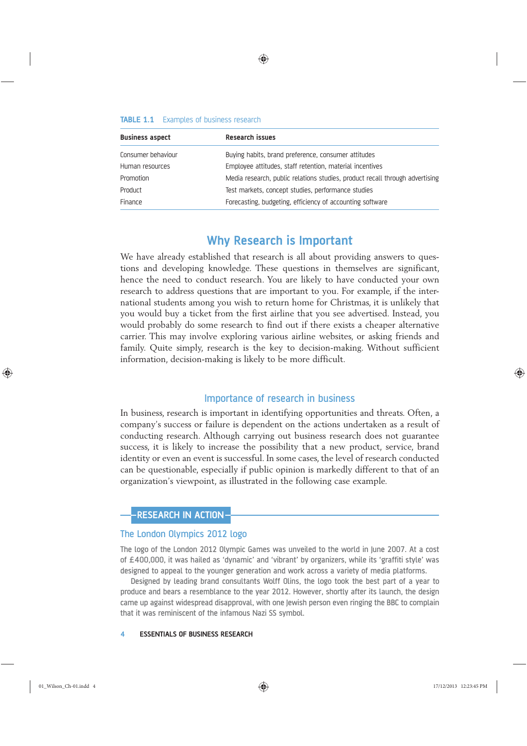**TABLE 1.1** Examples of business research

| Business aspect | Research issues |
|---|---|
| Consumer behaviour | Buying habits, brand preference, consumer attitudes |
| Human resources | Employee attitudes, staff retention, material incentives |
| Promotion | Media research, public relations studies, product recall through advertising |
| Product | Test markets, concept studies, performance studies |
| Finance | Forecasting, budgeting, efficiency of accounting software |

## Why Research is Important

We have already established that research is all about providing answers to questions and developing knowledge. These questions in themselves are significant, hence the need to conduct research. You are likely to have conducted your own research to address questions that are important to you. For example, if the international students among you wish to return home for Christmas, it is unlikely that you would buy a ticket from the first airline that you see advertised. Instead, you would probably do some research to find out if there exists a cheaper alternative carrier. This may involve exploring various airline websites, or asking friends and family. Quite simply, research is the key to decision-making. Without sufficient information, decision-making is likely to be more difficult.

### Importance of research in business

In business, research is important in identifying opportunities and threats. Often, a company's success or failure is dependent on the actions undertaken as a result of conducting research. Although carrying out business research does not guarantee success, it is likely to increase the possibility that a new product, service, brand identity or even an event is successful. In some cases, the level of research conducted can be questionable, especially if public opinion is markedly different to that of an organization's viewpoint, as illustrated in the following case example.

**RESEARCH IN ACTION**

#### The London Olympics 2012 logo

The logo of the London 2012 Olympic Games was unveiled to the world in June 2007. At a cost of £400,000, it was hailed as 'dynamic' and 'vibrant' by organizers, while its 'graffiti style' was designed to appeal to the younger generation and work across a variety of media platforms.

Designed by leading brand consultants Wolff Olins, the logo took the best part of a year to produce and bears a resemblance to the year 2012. However, shortly after its launch, the design came up against widespread disapproval, with one Jewish person even ringing the BBC to complain that it was reminiscent of the infamous Nazi SS symbol.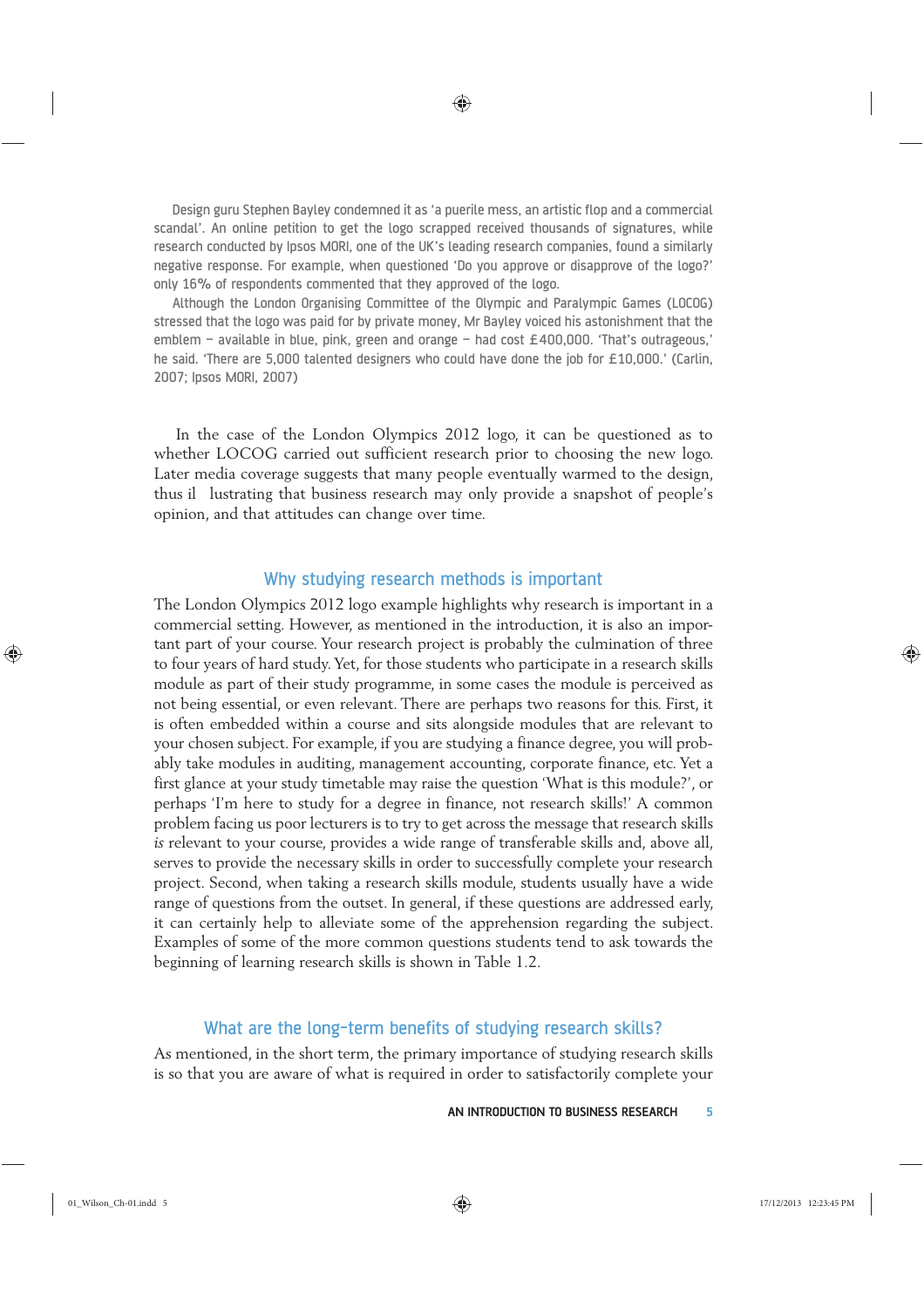Design guru Stephen Bayley condemned it as 'a puerile mess, an artistic flop and a commercial scandal'. An online petition to get the logo scrapped received thousands of signatures, while research conducted by Ipsos MORI, one of the UK's leading research companies, found a similarly negative response. For example, when questioned 'Do you approve or disapprove of the logo?' only 16% of respondents commented that they approved of the logo.

Although the London Organising Committee of the Olympic and Paralympic Games (LOCOG) stressed that the logo was paid for by private money, Mr Bayley voiced his astonishment that the emblem – available in blue, pink, green and orange – had cost £400,000. 'That's outrageous,' he said. 'There are 5,000 talented designers who could have done the job for £10,000.' (Carlin, 2007; Ipsos MORI, 2007)

In the case of the London Olympics 2012 logo, it can be questioned as to whether LOCOG carried out sufficient research prior to choosing the new logo. Later media coverage suggests that many people eventually warmed to the design, thus illustrating that business research may only provide a snapshot of people's opinion, and that attitudes can change over time.

## Why studying research methods is important

The London Olympics 2012 logo example highlights why research is important in a commercial setting. However, as mentioned in the introduction, it is also an important part of your course. Your research project is probably the culmination of three to four years of hard study. Yet, for those students who participate in a research skills module as part of their study programme, in some cases the module is perceived as not being essential, or even relevant. There are perhaps two reasons for this. First, it is often embedded within a course and sits alongside modules that are relevant to your chosen subject. For example, if you are studying a finance degree, you will probably take modules in auditing, management accounting, corporate finance, etc. Yet a first glance at your study timetable may raise the question 'What is this module?', or perhaps 'I'm here to study for a degree in finance, not research skills!' A common problem facing us poor lecturers is to try to get across the message that research skills *is* relevant to your course, provides a wide range of transferable skills and, above all, serves to provide the necessary skills in order to successfully complete your research project. Second, when taking a research skills module, students usually have a wide range of questions from the outset. In general, if these questions are addressed early, it can certainly help to alleviate some of the apprehension regarding the subject. Examples of some of the more common questions students tend to ask towards the beginning of learning research skills is shown in Table 1.2.

## What are the long-term benefits of studying research skills?

As mentioned, in the short term, the primary importance of studying research skills is so that you are aware of what is required in order to satisfactorily complete your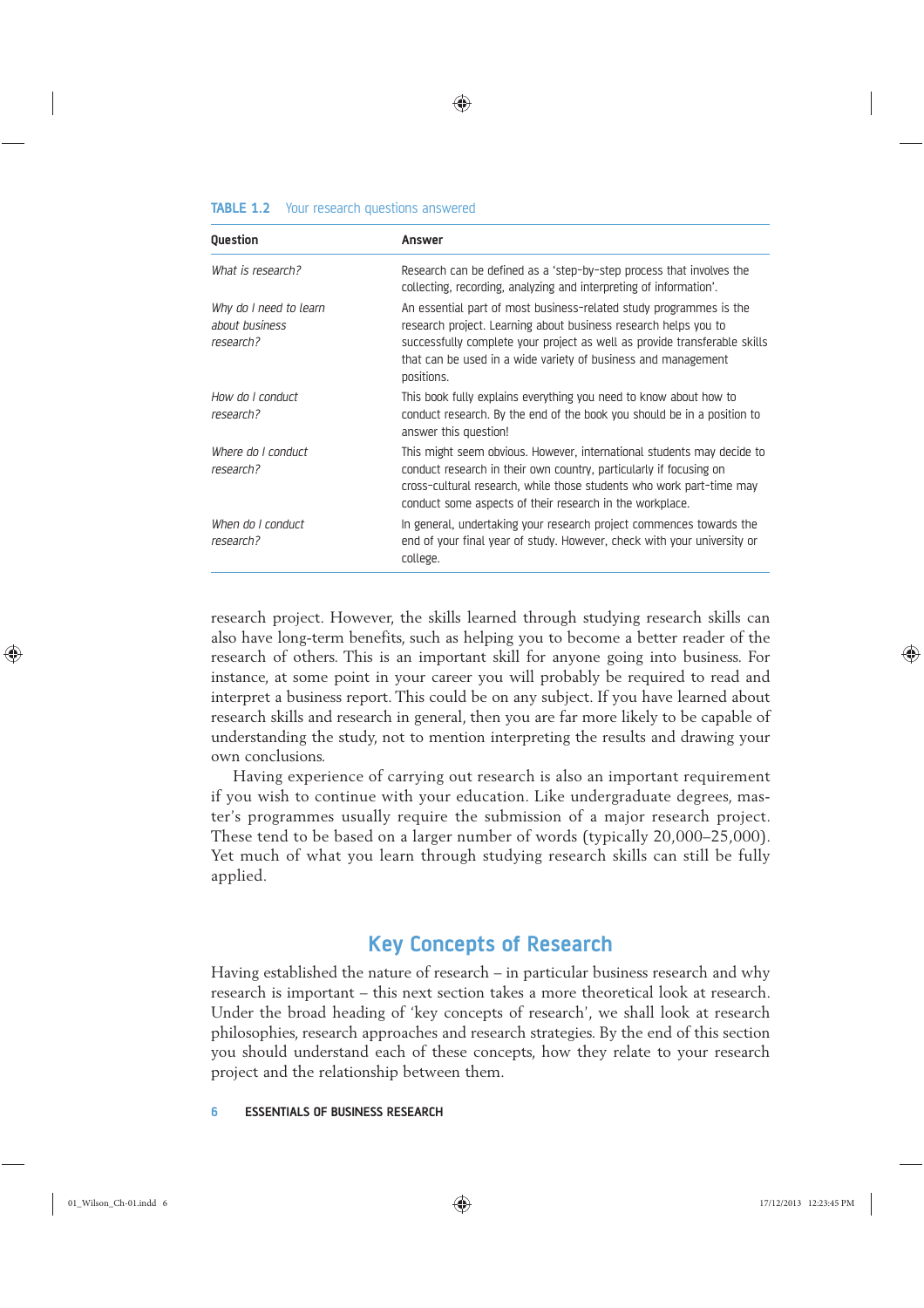**TABLE 1.2** Your research questions answered

| Question | Answer |
|---|---|
| *What is research?* | Research can be defined as a 'step-by-step process that involves the collecting, recording, analyzing and interpreting of information'. |
| *Why do I need to learn about business research?* | An essential part of most business-related study programmes is the research project. Learning about business research helps you to successfully complete your project as well as provide transferable skills that can be used in a wide variety of business and management positions. |
| *How do I conduct research?* | This book fully explains everything you need to know about how to conduct research. By the end of the book you should be in a position to answer this question! |
| *Where do I conduct research?* | This might seem obvious. However, international students may decide to conduct research in their own country, particularly if focusing on cross-cultural research, while those students who work part-time may conduct some aspects of their research in the workplace. |
| *When do I conduct research?* | In general, undertaking your research project commences towards the end of your final year of study. However, check with your university or college. |

research project. However, the skills learned through studying research skills can also have long-term benefits, such as helping you to become a better reader of the research of others. This is an important skill for anyone going into business. For instance, at some point in your career you will probably be required to read and interpret a business report. This could be on any subject. If you have learned about research skills and research in general, then you are far more likely to be capable of understanding the study, not to mention interpreting the results and drawing your own conclusions.

Having experience of carrying out research is also an important requirement if you wish to continue with your education. Like undergraduate degrees, master's programmes usually require the submission of a major research project. These tend to be based on a larger number of words (typically 20,000–25,000). Yet much of what you learn through studying research skills can still be fully applied.

## Key Concepts of Research

Having established the nature of research – in particular business research and why research is important – this next section takes a more theoretical look at research. Under the broad heading of 'key concepts of research', we shall look at research philosophies, research approaches and research strategies. By the end of this section you should understand each of these concepts, how they relate to your research project and the relationship between them.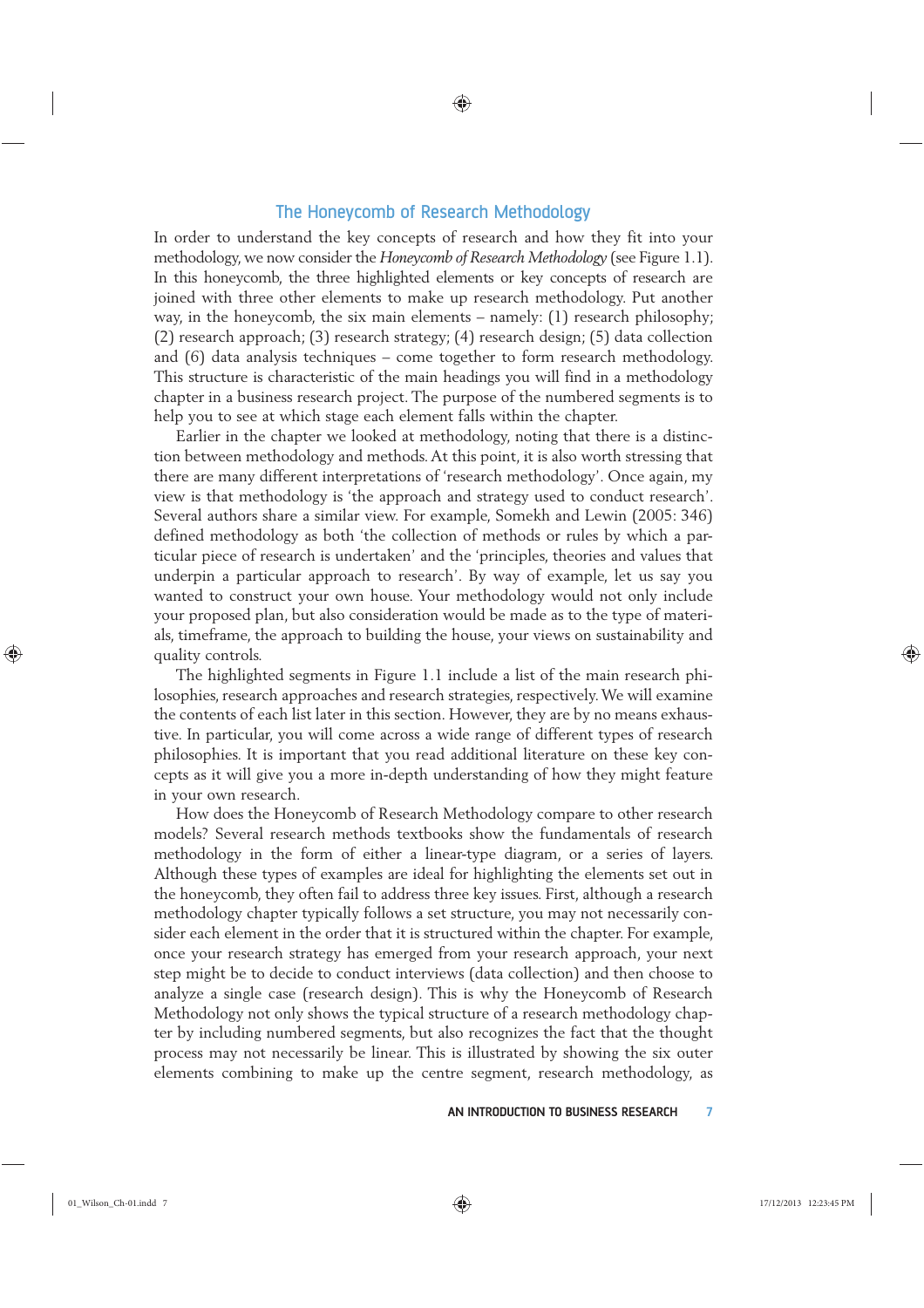## The Honeycomb of Research Methodology

In order to understand the key concepts of research and how they fit into your methodology, we now consider the *Honeycomb of Research Methodology* (see Figure 1.1). In this honeycomb, the three highlighted elements or key concepts of research are joined with three other elements to make up research methodology. Put another way, in the honeycomb, the six main elements – namely: (1) research philosophy; (2) research approach; (3) research strategy; (4) research design; (5) data collection and (6) data analysis techniques – come together to form research methodology. This structure is characteristic of the main headings you will find in a methodology chapter in a business research project. The purpose of the numbered segments is to help you to see at which stage each element falls within the chapter.

Earlier in the chapter we looked at methodology, noting that there is a distinction between methodology and methods. At this point, it is also worth stressing that there are many different interpretations of 'research methodology'. Once again, my view is that methodology is 'the approach and strategy used to conduct research'. Several authors share a similar view. For example, Somekh and Lewin (2005: 346) defined methodology as both 'the collection of methods or rules by which a particular piece of research is undertaken' and the 'principles, theories and values that underpin a particular approach to research'. By way of example, let us say you wanted to construct your own house. Your methodology would not only include your proposed plan, but also consideration would be made as to the type of materials, timeframe, the approach to building the house, your views on sustainability and quality controls.

The highlighted segments in Figure 1.1 include a list of the main research philosophies, research approaches and research strategies, respectively. We will examine the contents of each list later in this section. However, they are by no means exhaustive. In particular, you will come across a wide range of different types of research philosophies. It is important that you read additional literature on these key concepts as it will give you a more in-depth understanding of how they might feature in your own research.

How does the Honeycomb of Research Methodology compare to other research models? Several research methods textbooks show the fundamentals of research methodology in the form of either a linear-type diagram, or a series of layers. Although these types of examples are ideal for highlighting the elements set out in the honeycomb, they often fail to address three key issues. First, although a research methodology chapter typically follows a set structure, you may not necessarily consider each element in the order that it is structured within the chapter. For example, once your research strategy has emerged from your research approach, your next step might be to decide to conduct interviews (data collection) and then choose to analyze a single case (research design). This is why the Honeycomb of Research Methodology not only shows the typical structure of a research methodology chapter by including numbered segments, but also recognizes the fact that the thought process may not necessarily be linear. This is illustrated by showing the six outer elements combining to make up the centre segment, research methodology, as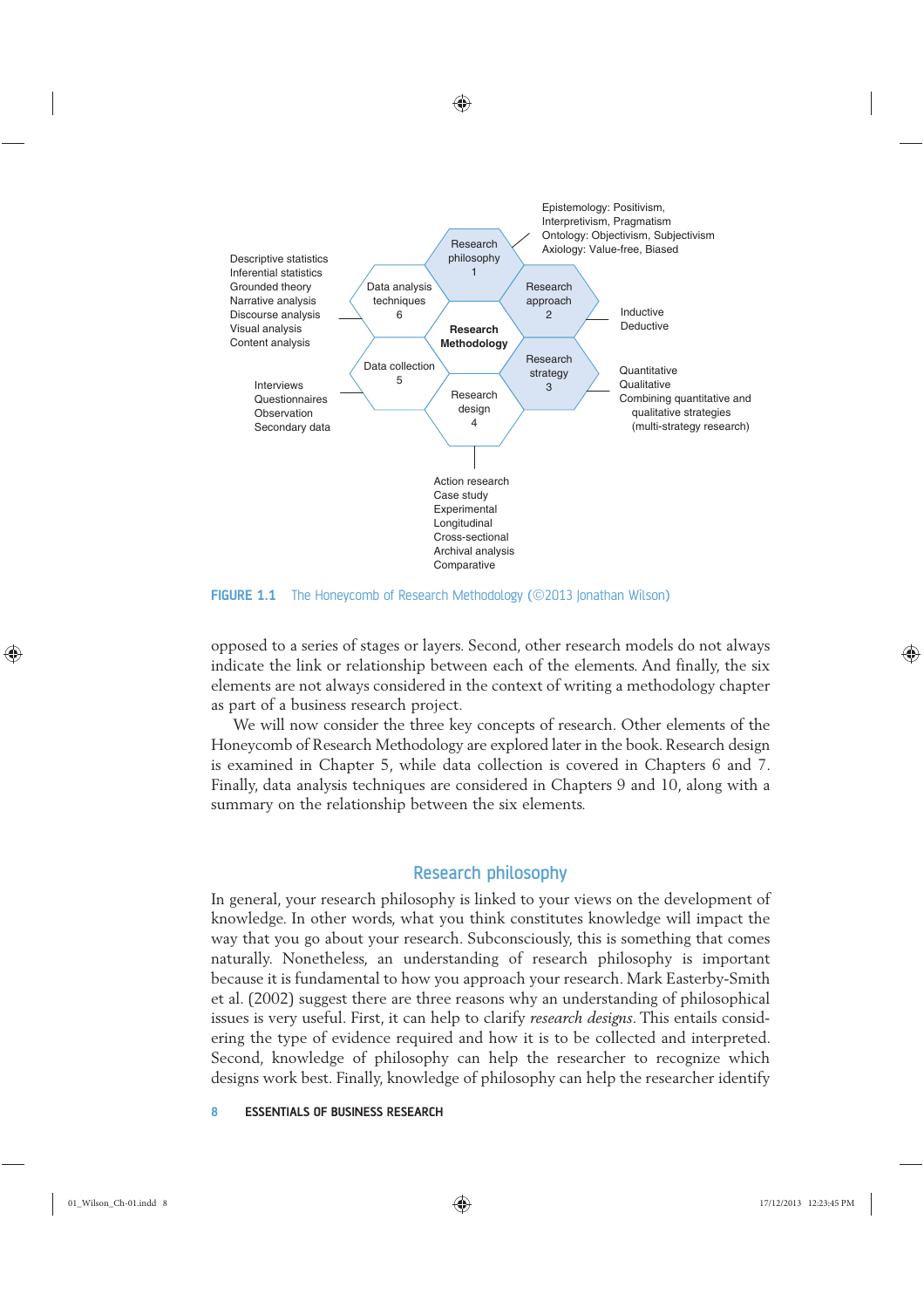Epistemology: Positivism, Interpretivism, Pragmatism
Ontology: Objectivism, Subjectivism
Axiology: Value-free, Biased

Research philosophy 1 — Research approach 2 — Research strategy 3 — Research design 4 — Data collection 5 — Data analysis techniques 6 — **Research Methodology**

Research approach: Inductive, Deductive

Research strategy: Quantitative, Qualitative, Combining quantitative and qualitative strategies (multi-strategy research)

Research design: Action research, Case study, Experimental, Longitudinal, Cross-sectional, Archival analysis, Comparative

Data collection: Interviews, Questionnaires, Observation, Secondary data

Data analysis techniques: Descriptive statistics, Inferential statistics, Grounded theory, Narrative analysis, Discourse analysis, Visual analysis, Content analysis

**FIGURE 1.1** The Honeycomb of Research Methodology (©2013 Jonathan Wilson)

opposed to a series of stages or layers. Second, other research models do not always indicate the link or relationship between each of the elements. And finally, the six elements are not always considered in the context of writing a methodology chapter as part of a business research project.

We will now consider the three key concepts of research. Other elements of the Honeycomb of Research Methodology are explored later in the book. Research design is examined in Chapter 5, while data collection is covered in Chapters 6 and 7. Finally, data analysis techniques are considered in Chapters 9 and 10, along with a summary on the relationship between the six elements.

## Research philosophy

In general, your research philosophy is linked to your views on the development of knowledge. In other words, what you think constitutes knowledge will impact the way that you go about your research. Subconsciously, this is something that comes naturally. Nonetheless, an understanding of research philosophy is important because it is fundamental to how you approach your research. Mark Easterby-Smith et al. (2002) suggest there are three reasons why an understanding of philosophical issues is very useful. First, it can help to clarify *research designs*. This entails considering the type of evidence required and how it is to be collected and interpreted. Second, knowledge of philosophy can help the researcher to recognize which designs work best. Finally, knowledge of philosophy can help the researcher identify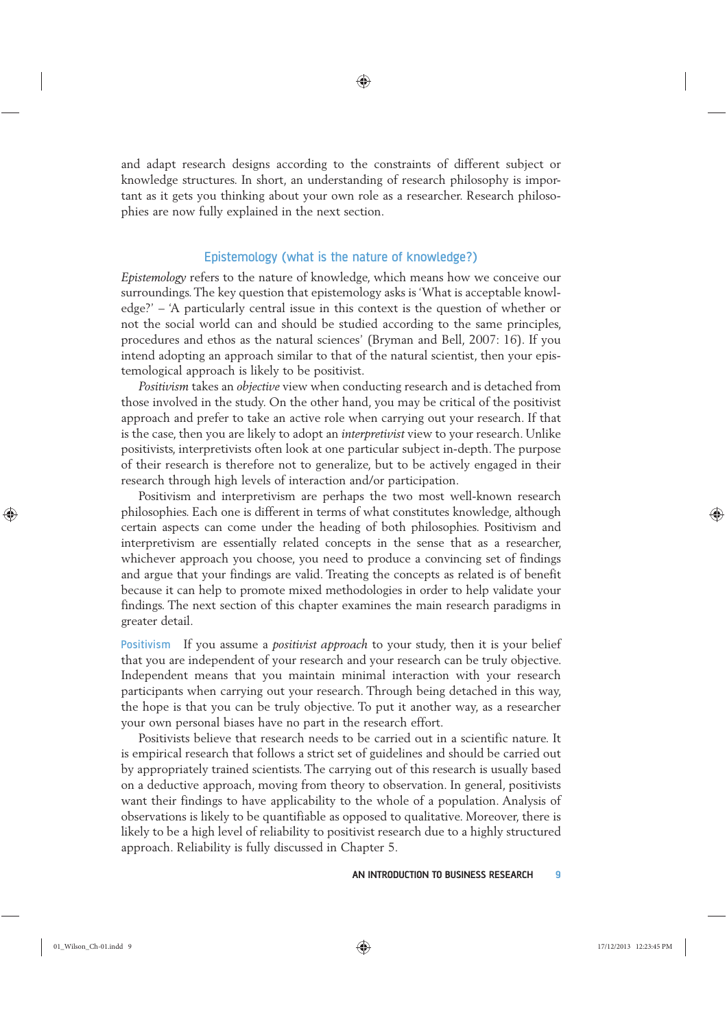and adapt research designs according to the constraints of different subject or knowledge structures. In short, an understanding of research philosophy is important as it gets you thinking about your own role as a researcher. Research philosophies are now fully explained in the next section.

### Epistemology (what is the nature of knowledge?)

*Epistemology* refers to the nature of knowledge, which means how we conceive our surroundings. The key question that epistemology asks is 'What is acceptable knowledge?' – 'A particularly central issue in this context is the question of whether or not the social world can and should be studied according to the same principles, procedures and ethos as the natural sciences' (Bryman and Bell, 2007: 16). If you intend adopting an approach similar to that of the natural scientist, then your epistemological approach is likely to be positivist.

*Positivism* takes an *objective* view when conducting research and is detached from those involved in the study. On the other hand, you may be critical of the positivist approach and prefer to take an active role when carrying out your research. If that is the case, then you are likely to adopt an *interpretivist* view to your research. Unlike positivists, interpretivists often look at one particular subject in-depth. The purpose of their research is therefore not to generalize, but to be actively engaged in their research through high levels of interaction and/or participation.

Positivism and interpretivism are perhaps the two most well-known research philosophies. Each one is different in terms of what constitutes knowledge, although certain aspects can come under the heading of both philosophies. Positivism and interpretivism are essentially related concepts in the sense that as a researcher, whichever approach you choose, you need to produce a convincing set of findings and argue that your findings are valid. Treating the concepts as related is of benefit because it can help to promote mixed methodologies in order to help validate your findings. The next section of this chapter examines the main research paradigms in greater detail.

**Positivism** If you assume a *positivist approach* to your study, then it is your belief that you are independent of your research and your research can be truly objective. Independent means that you maintain minimal interaction with your research participants when carrying out your research. Through being detached in this way, the hope is that you can be truly objective. To put it another way, as a researcher your own personal biases have no part in the research effort.

Positivists believe that research needs to be carried out in a scientific nature. It is empirical research that follows a strict set of guidelines and should be carried out by appropriately trained scientists. The carrying out of this research is usually based on a deductive approach, moving from theory to observation. In general, positivists want their findings to have applicability to the whole of a population. Analysis of observations is likely to be quantifiable as opposed to qualitative. Moreover, there is likely to be a high level of reliability to positivist research due to a highly structured approach. Reliability is fully discussed in Chapter 5.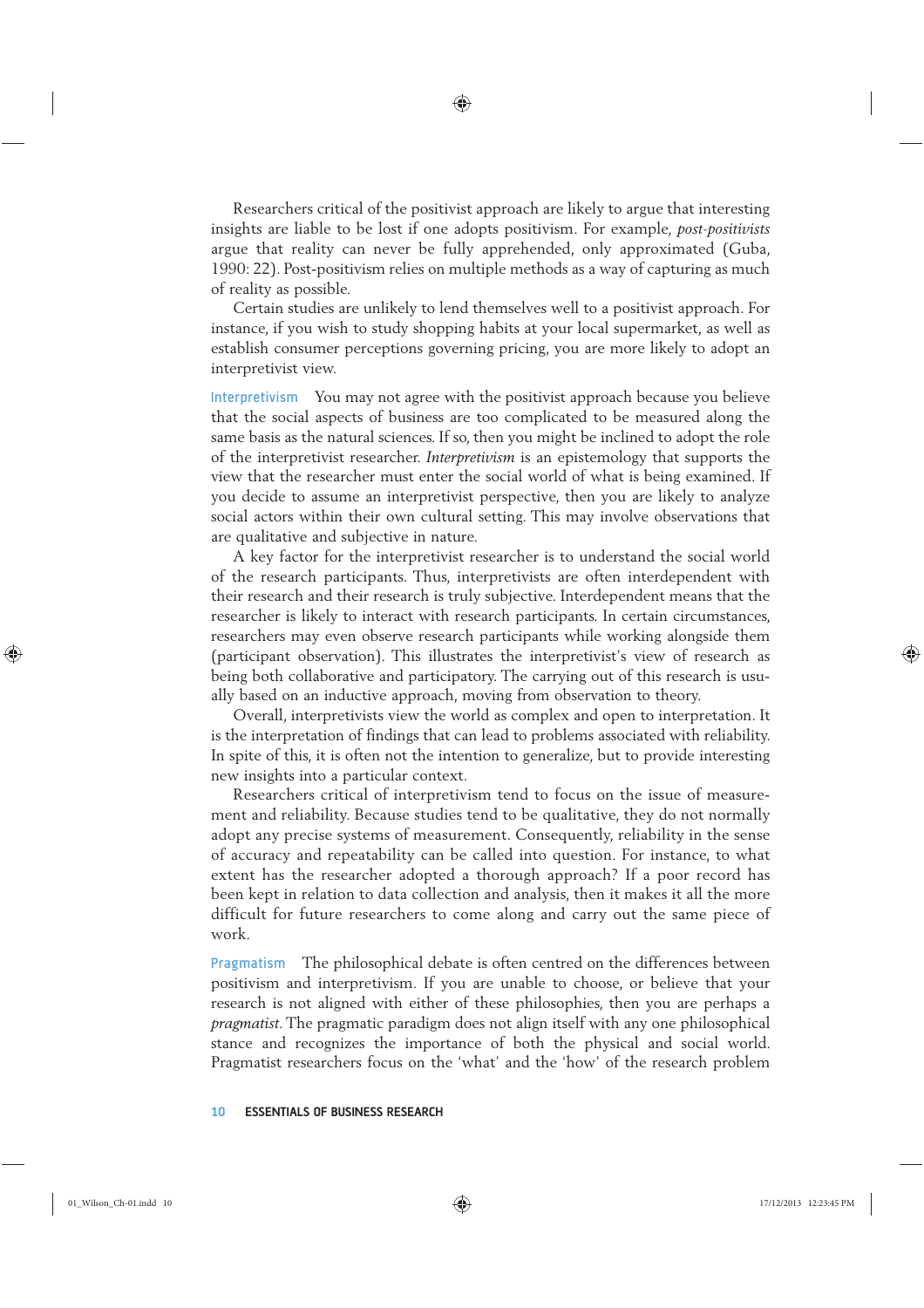Researchers critical of the positivist approach are likely to argue that interesting insights are liable to be lost if one adopts positivism. For example, *post-positivists* argue that reality can never be fully apprehended, only approximated (Guba, 1990: 22). Post-positivism relies on multiple methods as a way of capturing as much of reality as possible.

Certain studies are unlikely to lend themselves well to a positivist approach. For instance, if you wish to study shopping habits at your local supermarket, as well as establish consumer perceptions governing pricing, you are more likely to adopt an interpretivist view.

**Interpretivism** You may not agree with the positivist approach because you believe that the social aspects of business are too complicated to be measured along the same basis as the natural sciences. If so, then you might be inclined to adopt the role of the interpretivist researcher. *Interpretivism* is an epistemology that supports the view that the researcher must enter the social world of what is being examined. If you decide to assume an interpretivist perspective, then you are likely to analyze social actors within their own cultural setting. This may involve observations that are qualitative and subjective in nature.

A key factor for the interpretivist researcher is to understand the social world of the research participants. Thus, interpretivists are often interdependent with their research and their research is truly subjective. Interdependent means that the researcher is likely to interact with research participants. In certain circumstances, researchers may even observe research participants while working alongside them (participant observation). This illustrates the interpretivist's view of research as being both collaborative and participatory. The carrying out of this research is usually based on an inductive approach, moving from observation to theory.

Overall, interpretivists view the world as complex and open to interpretation. It is the interpretation of findings that can lead to problems associated with reliability. In spite of this, it is often not the intention to generalize, but to provide interesting new insights into a particular context.

Researchers critical of interpretivism tend to focus on the issue of measurement and reliability. Because studies tend to be qualitative, they do not normally adopt any precise systems of measurement. Consequently, reliability in the sense of accuracy and repeatability can be called into question. For instance, to what extent has the researcher adopted a thorough approach? If a poor record has been kept in relation to data collection and analysis, then it makes it all the more difficult for future researchers to come along and carry out the same piece of work.

**Pragmatism** The philosophical debate is often centred on the differences between positivism and interpretivism. If you are unable to choose, or believe that your research is not aligned with either of these philosophies, then you are perhaps a *pragmatist*. The pragmatic paradigm does not align itself with any one philosophical stance and recognizes the importance of both the physical and social world. Pragmatist researchers focus on the 'what' and the 'how' of the research problem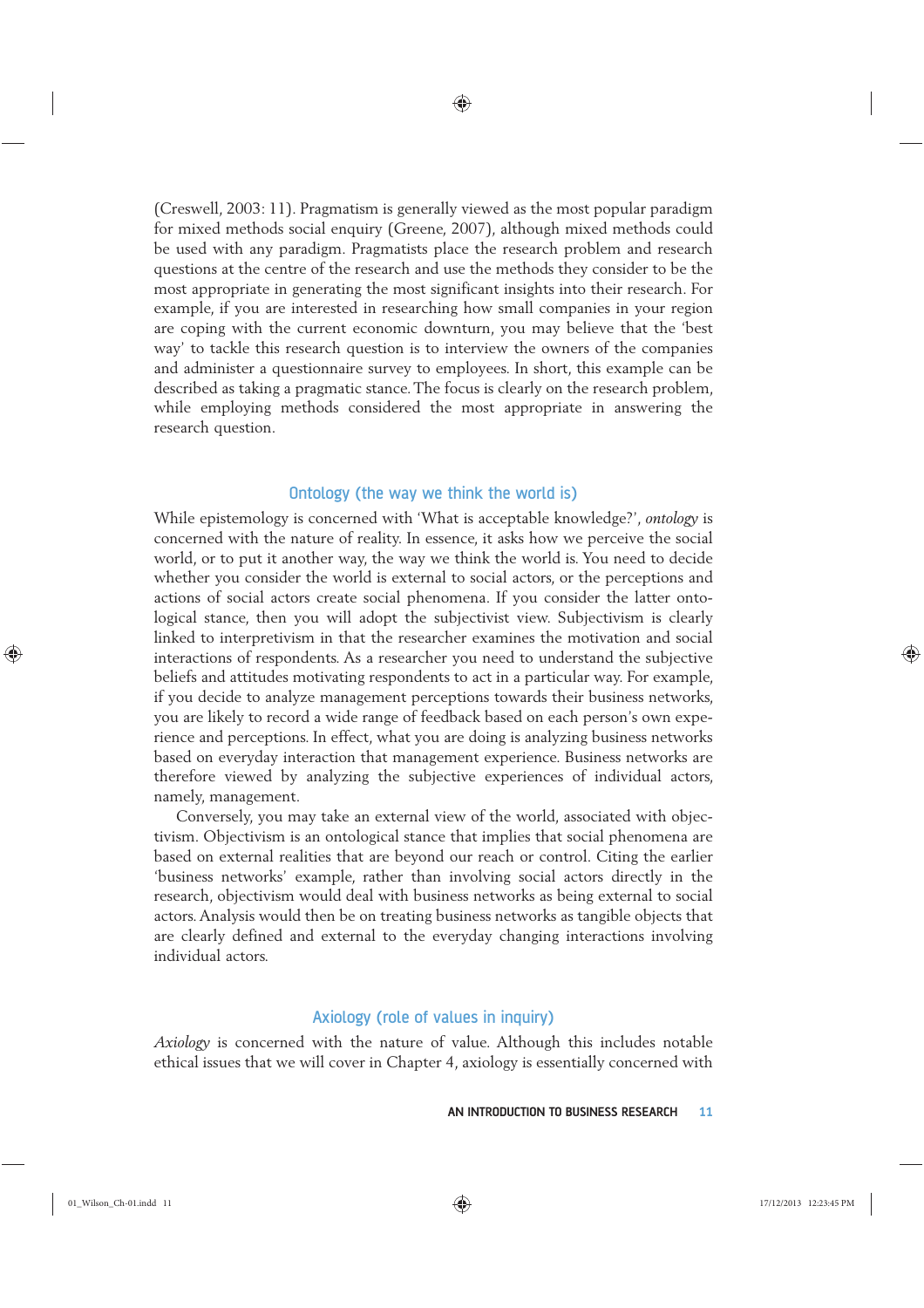(Creswell, 2003: 11). Pragmatism is generally viewed as the most popular paradigm for mixed methods social enquiry (Greene, 2007), although mixed methods could be used with any paradigm. Pragmatists place the research problem and research questions at the centre of the research and use the methods they consider to be the most appropriate in generating the most significant insights into their research. For example, if you are interested in researching how small companies in your region are coping with the current economic downturn, you may believe that the 'best way' to tackle this research question is to interview the owners of the companies and administer a questionnaire survey to employees. In short, this example can be described as taking a pragmatic stance. The focus is clearly on the research problem, while employing methods considered the most appropriate in answering the research question.

### Ontology (the way we think the world is)

While epistemology is concerned with 'What is acceptable knowledge?', *ontology* is concerned with the nature of reality. In essence, it asks how we perceive the social world, or to put it another way, the way we think the world is. You need to decide whether you consider the world is external to social actors, or the perceptions and actions of social actors create social phenomena. If you consider the latter ontological stance, then you will adopt the subjectivist view. Subjectivism is clearly linked to interpretivism in that the researcher examines the motivation and social interactions of respondents. As a researcher you need to understand the subjective beliefs and attitudes motivating respondents to act in a particular way. For example, if you decide to analyze management perceptions towards their business networks, you are likely to record a wide range of feedback based on each person's own experience and perceptions. In effect, what you are doing is analyzing business networks based on everyday interaction that management experience. Business networks are therefore viewed by analyzing the subjective experiences of individual actors, namely, management.

Conversely, you may take an external view of the world, associated with objectivism. Objectivism is an ontological stance that implies that social phenomena are based on external realities that are beyond our reach or control. Citing the earlier 'business networks' example, rather than involving social actors directly in the research, objectivism would deal with business networks as being external to social actors. Analysis would then be on treating business networks as tangible objects that are clearly defined and external to the everyday changing interactions involving individual actors.

### Axiology (role of values in inquiry)

*Axiology* is concerned with the nature of value. Although this includes notable ethical issues that we will cover in Chapter 4, axiology is essentially concerned with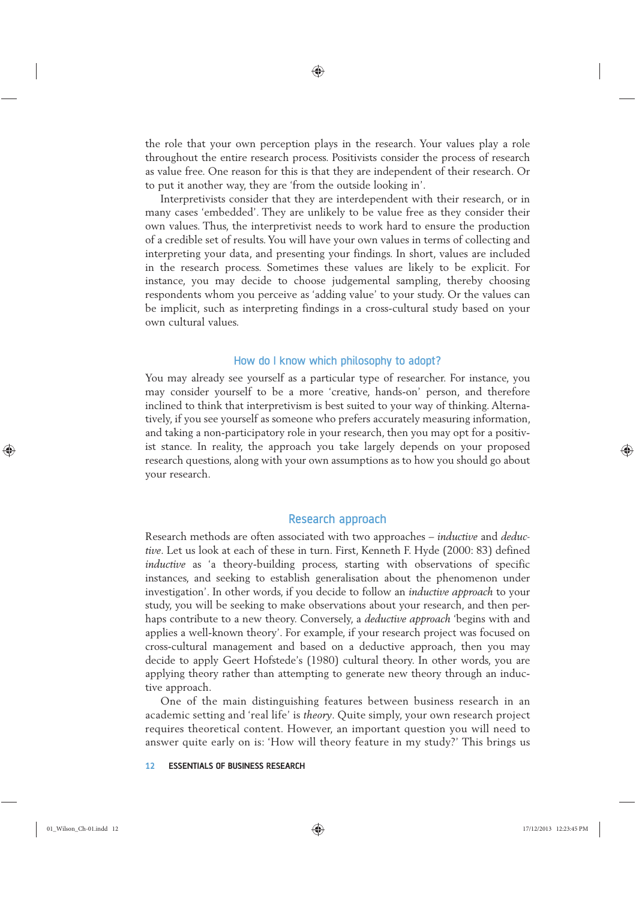the role that your own perception plays in the research. Your values play a role throughout the entire research process. Positivists consider the process of research as value free. One reason for this is that they are independent of their research. Or to put it another way, they are 'from the outside looking in'.

Interpretivists consider that they are interdependent with their research, or in many cases 'embedded'. They are unlikely to be value free as they consider their own values. Thus, the interpretivist needs to work hard to ensure the production of a credible set of results. You will have your own values in terms of collecting and interpreting your data, and presenting your findings. In short, values are included in the research process. Sometimes these values are likely to be explicit. For instance, you may decide to choose judgemental sampling, thereby choosing respondents whom you perceive as 'adding value' to your study. Or the values can be implicit, such as interpreting findings in a cross-cultural study based on your own cultural values.

### How do I know which philosophy to adopt?

You may already see yourself as a particular type of researcher. For instance, you may consider yourself to be a more 'creative, hands-on' person, and therefore inclined to think that interpretivism is best suited to your way of thinking. Alternatively, if you see yourself as someone who prefers accurately measuring information, and taking a non-participatory role in your research, then you may opt for a positivist stance. In reality, the approach you take largely depends on your proposed research questions, along with your own assumptions as to how you should go about your research.

## Research approach

Research methods are often associated with two approaches – *inductive* and *deductive*. Let us look at each of these in turn. First, Kenneth F. Hyde (2000: 83) defined *inductive* as 'a theory-building process, starting with observations of specific instances, and seeking to establish generalisation about the phenomenon under investigation'. In other words, if you decide to follow an *inductive approach* to your study, you will be seeking to make observations about your research, and then perhaps contribute to a new theory. Conversely, a *deductive approach* 'begins with and applies a well-known theory'. For example, if your research project was focused on cross-cultural management and based on a deductive approach, then you may decide to apply Geert Hofstede's (1980) cultural theory. In other words, you are applying theory rather than attempting to generate new theory through an inductive approach.

One of the main distinguishing features between business research in an academic setting and 'real life' is *theory*. Quite simply, your own research project requires theoretical content. However, an important question you will need to answer quite early on is: 'How will theory feature in my study?' This brings us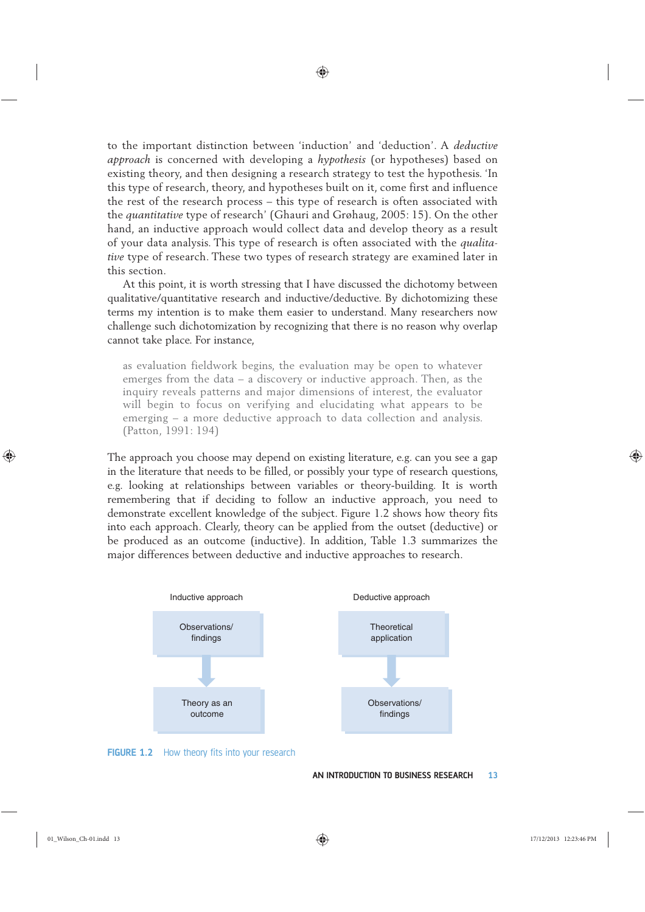to the important distinction between 'induction' and 'deduction'. A *deductive approach* is concerned with developing a *hypothesis* (or hypotheses) based on existing theory, and then designing a research strategy to test the hypothesis. 'In this type of research, theory, and hypotheses built on it, come first and influence the rest of the research process – this type of research is often associated with the *quantitative* type of research' (Ghauri and Grønhaug, 2005: 15). On the other hand, an inductive approach would collect data and develop theory as a result of your data analysis. This type of research is often associated with the *qualitative* type of research. These two types of research strategy are examined later in this section.

At this point, it is worth stressing that I have discussed the dichotomy between qualitative/quantitative research and inductive/deductive. By dichotomizing these terms my intention is to make them easier to understand. Many researchers now challenge such dichotomization by recognizing that there is no reason why overlap cannot take place. For instance,

> as evaluation fieldwork begins, the evaluation may be open to whatever emerges from the data – a discovery or inductive approach. Then, as the inquiry reveals patterns and major dimensions of interest, the evaluator will begin to focus on verifying and elucidating what appears to be emerging – a more deductive approach to data collection and analysis. (Patton, 1991: 194)

The approach you choose may depend on existing literature, e.g. can you see a gap in the literature that needs to be filled, or possibly your type of research questions, e.g. looking at relationships between variables or theory-building. It is worth remembering that if deciding to follow an inductive approach, you need to demonstrate excellent knowledge of the subject. Figure 1.2 shows how theory fits into each approach. Clearly, theory can be applied from the outset (deductive) or be produced as an outcome (inductive). In addition, Table 1.3 summarizes the major differences between deductive and inductive approaches to research.

Inductive approach

Observations/ findings

Theory as an outcome

Deductive approach

Theoretical application

Observations/ findings

**FIGURE 1.2** How theory fits into your research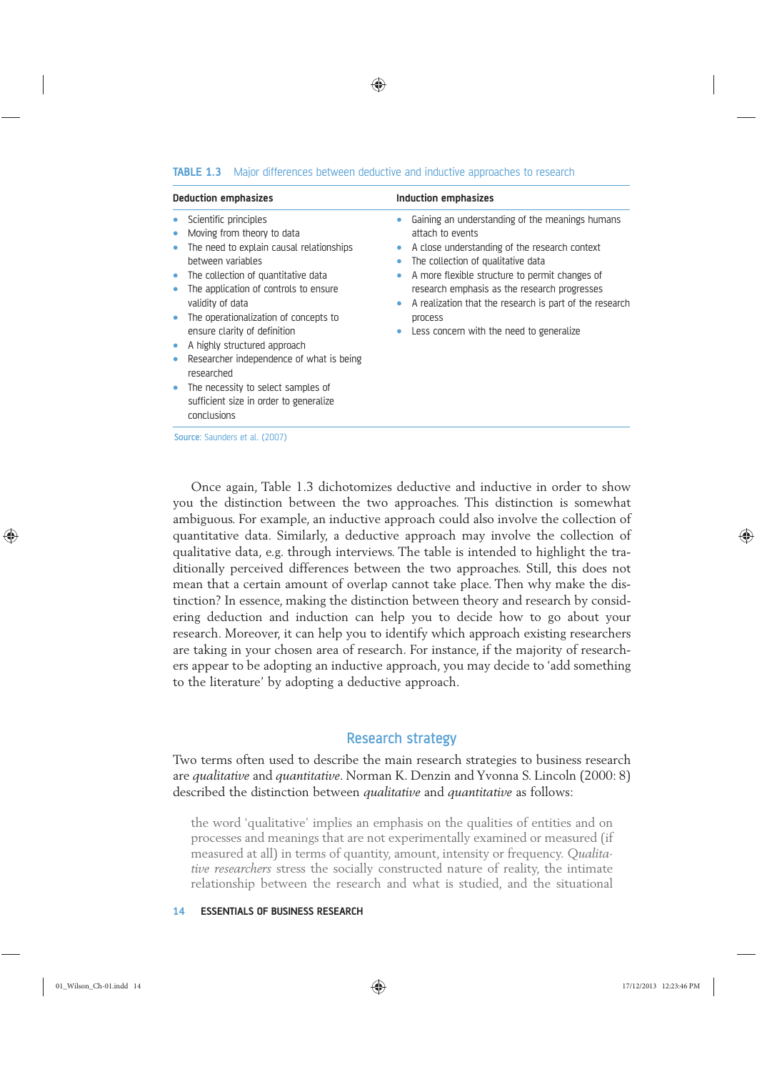**TABLE 1.3** Major differences between deductive and inductive approaches to research

| Deduction emphasizes | Induction emphasizes |
| --- | --- |
| • Scientific principles<br>• Moving from theory to data<br>• The need to explain causal relationships between variables<br>• The collection of quantitative data<br>• The application of controls to ensure validity of data<br>• The operationalization of concepts to ensure clarity of definition<br>• A highly structured approach<br>• Researcher independence of what is being researched<br>• The necessity to select samples of sufficient size in order to generalize conclusions | • Gaining an understanding of the meanings humans attach to events<br>• A close understanding of the research context<br>• The collection of qualitative data<br>• A more flexible structure to permit changes of research emphasis as the research progresses<br>• A realization that the research is part of the research process<br>• Less concern with the need to generalize |

Source: Saunders et al. (2007)

Once again, Table 1.3 dichotomizes deductive and inductive in order to show you the distinction between the two approaches. This distinction is somewhat ambiguous. For example, an inductive approach could also involve the collection of quantitative data. Similarly, a deductive approach may involve the collection of qualitative data, e.g. through interviews. The table is intended to highlight the traditionally perceived differences between the two approaches. Still, this does not mean that a certain amount of overlap cannot take place. Then why make the distinction? In essence, making the distinction between theory and research by considering deduction and induction can help you to decide how to go about your research. Moreover, it can help you to identify which approach existing researchers are taking in your chosen area of research. For instance, if the majority of researchers appear to be adopting an inductive approach, you may decide to 'add something to the literature' by adopting a deductive approach.

## Research strategy

Two terms often used to describe the main research strategies to business research are *qualitative* and *quantitative*. Norman K. Denzin and Yvonna S. Lincoln (2000: 8) described the distinction between *qualitative* and *quantitative* as follows:

> the word 'qualitative' implies an emphasis on the qualities of entities and on processes and meanings that are not experimentally examined or measured (if measured at all) in terms of quantity, amount, intensity or frequency. *Qualitative researchers* stress the socially constructed nature of reality, the intimate relationship between the research and what is studied, and the situational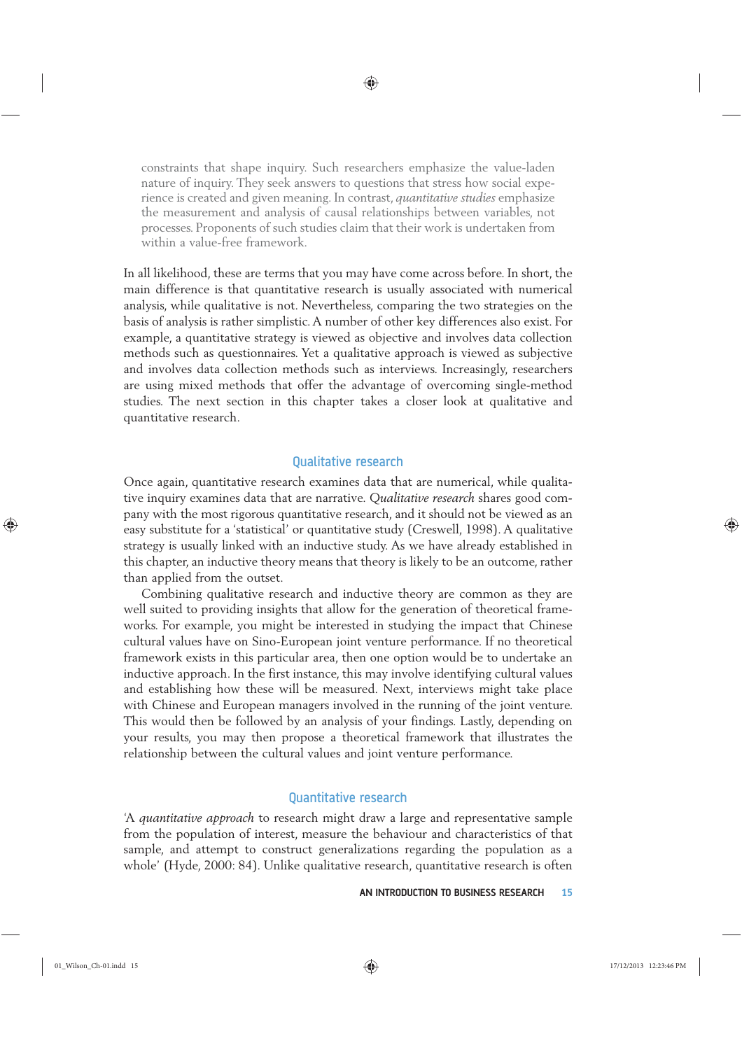constraints that shape inquiry. Such researchers emphasize the value-laden nature of inquiry. They seek answers to questions that stress how social experience is created and given meaning. In contrast, *quantitative studies* emphasize the measurement and analysis of causal relationships between variables, not processes. Proponents of such studies claim that their work is undertaken from within a value-free framework.

In all likelihood, these are terms that you may have come across before. In short, the main difference is that quantitative research is usually associated with numerical analysis, while qualitative is not. Nevertheless, comparing the two strategies on the basis of analysis is rather simplistic. A number of other key differences also exist. For example, a quantitative strategy is viewed as objective and involves data collection methods such as questionnaires. Yet a qualitative approach is viewed as subjective and involves data collection methods such as interviews. Increasingly, researchers are using mixed methods that offer the advantage of overcoming single-method studies. The next section in this chapter takes a closer look at qualitative and quantitative research.

### Qualitative research

Once again, quantitative research examines data that are numerical, while qualitative inquiry examines data that are narrative. *Qualitative research* shares good company with the most rigorous quantitative research, and it should not be viewed as an easy substitute for a 'statistical' or quantitative study (Creswell, 1998). A qualitative strategy is usually linked with an inductive study. As we have already established in this chapter, an inductive theory means that theory is likely to be an outcome, rather than applied from the outset.

Combining qualitative research and inductive theory are common as they are well suited to providing insights that allow for the generation of theoretical frameworks. For example, you might be interested in studying the impact that Chinese cultural values have on Sino-European joint venture performance. If no theoretical framework exists in this particular area, then one option would be to undertake an inductive approach. In the first instance, this may involve identifying cultural values and establishing how these will be measured. Next, interviews might take place with Chinese and European managers involved in the running of the joint venture. This would then be followed by an analysis of your findings. Lastly, depending on your results, you may then propose a theoretical framework that illustrates the relationship between the cultural values and joint venture performance.

### Quantitative research

'A *quantitative approach* to research might draw a large and representative sample from the population of interest, measure the behaviour and characteristics of that sample, and attempt to construct generalizations regarding the population as a whole' (Hyde, 2000: 84). Unlike qualitative research, quantitative research is often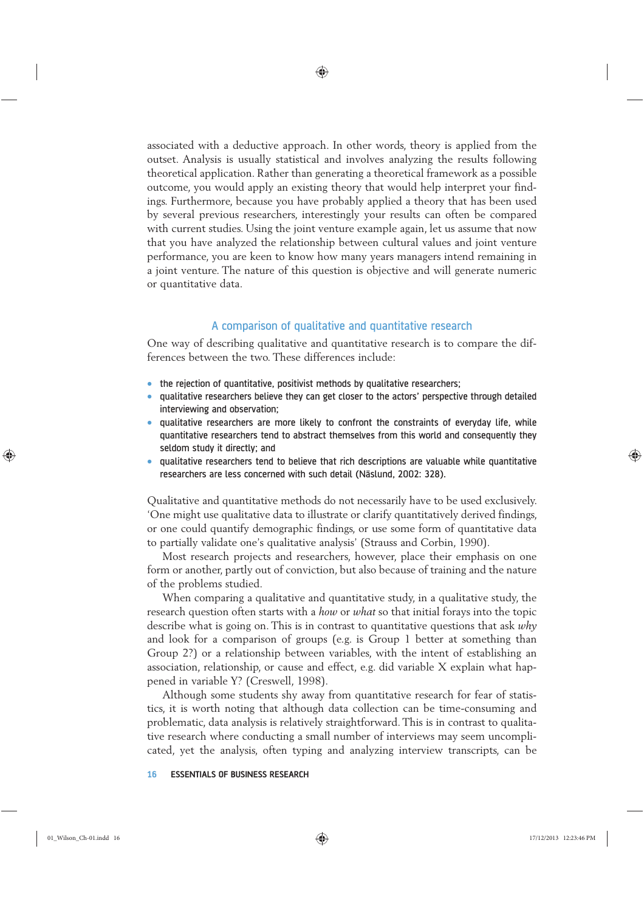associated with a deductive approach. In other words, theory is applied from the outset. Analysis is usually statistical and involves analyzing the results following theoretical application. Rather than generating a theoretical framework as a possible outcome, you would apply an existing theory that would help interpret your findings. Furthermore, because you have probably applied a theory that has been used by several previous researchers, interestingly your results can often be compared with current studies. Using the joint venture example again, let us assume that now that you have analyzed the relationship between cultural values and joint venture performance, you are keen to know how many years managers intend remaining in a joint venture. The nature of this question is objective and will generate numeric or quantitative data.

## A comparison of qualitative and quantitative research

One way of describing qualitative and quantitative research is to compare the differences between the two. These differences include:

- the rejection of quantitative, positivist methods by qualitative researchers;
- qualitative researchers believe they can get closer to the actors' perspective through detailed interviewing and observation;
- qualitative researchers are more likely to confront the constraints of everyday life, while quantitative researchers tend to abstract themselves from this world and consequently they seldom study it directly; and
- qualitative researchers tend to believe that rich descriptions are valuable while quantitative researchers are less concerned with such detail (Näslund, 2002: 328).

Qualitative and quantitative methods do not necessarily have to be used exclusively. 'One might use qualitative data to illustrate or clarify quantitatively derived findings, or one could quantify demographic findings, or use some form of quantitative data to partially validate one's qualitative analysis' (Strauss and Corbin, 1990).

Most research projects and researchers, however, place their emphasis on one form or another, partly out of conviction, but also because of training and the nature of the problems studied.

When comparing a qualitative and quantitative study, in a qualitative study, the research question often starts with a *how* or *what* so that initial forays into the topic describe what is going on. This is in contrast to quantitative questions that ask *why* and look for a comparison of groups (e.g. is Group 1 better at something than Group 2?) or a relationship between variables, with the intent of establishing an association, relationship, or cause and effect, e.g. did variable X explain what happened in variable Y? (Creswell, 1998).

Although some students shy away from quantitative research for fear of statistics, it is worth noting that although data collection can be time-consuming and problematic, data analysis is relatively straightforward. This is in contrast to qualitative research where conducting a small number of interviews may seem uncomplicated, yet the analysis, often typing and analyzing interview transcripts, can be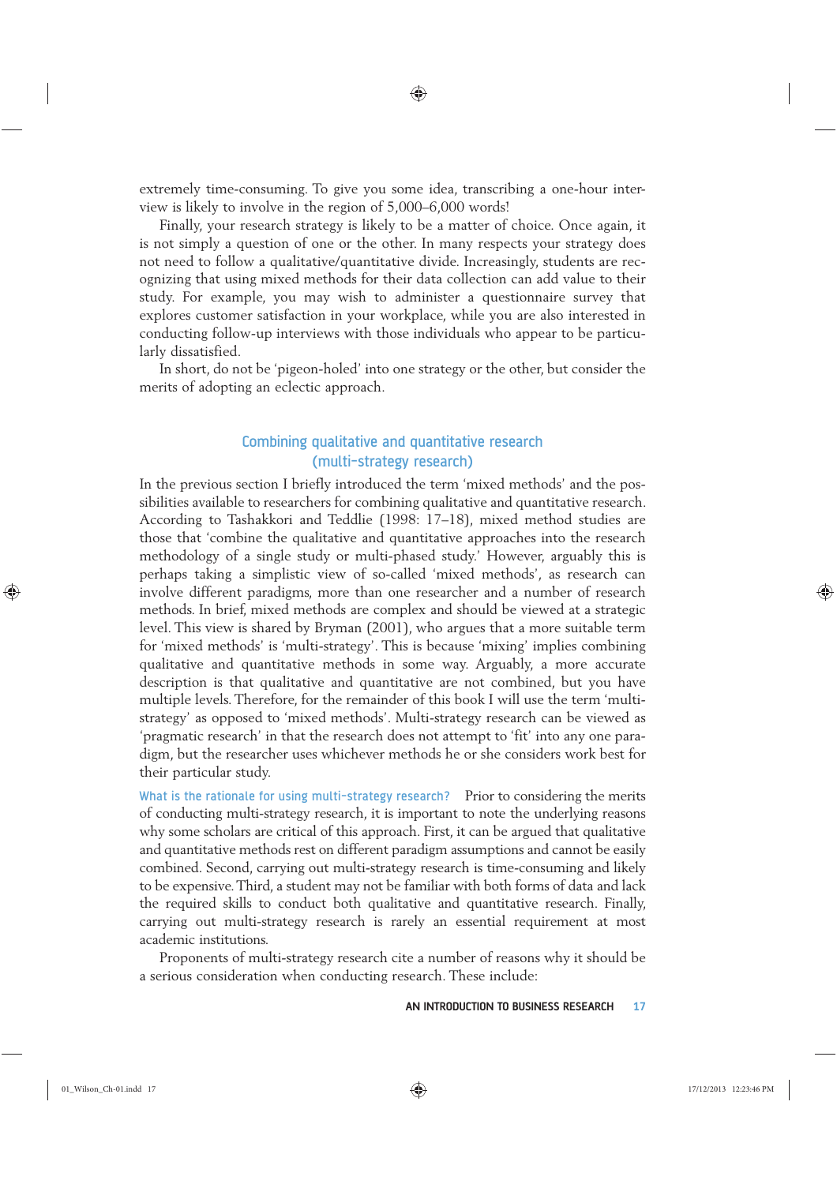extremely time-consuming. To give you some idea, transcribing a one-hour interview is likely to involve in the region of 5,000–6,000 words!

Finally, your research strategy is likely to be a matter of choice. Once again, it is not simply a question of one or the other. In many respects your strategy does not need to follow a qualitative/quantitative divide. Increasingly, students are recognizing that using mixed methods for their data collection can add value to their study. For example, you may wish to administer a questionnaire survey that explores customer satisfaction in your workplace, while you are also interested in conducting follow-up interviews with those individuals who appear to be particularly dissatisfied.

In short, do not be 'pigeon-holed' into one strategy or the other, but consider the merits of adopting an eclectic approach.

## Combining qualitative and quantitative research (multi-strategy research)

In the previous section I briefly introduced the term 'mixed methods' and the possibilities available to researchers for combining qualitative and quantitative research. According to Tashakkori and Teddlie (1998: 17–18), mixed method studies are those that 'combine the qualitative and quantitative approaches into the research methodology of a single study or multi-phased study.' However, arguably this is perhaps taking a simplistic view of so-called 'mixed methods', as research can involve different paradigms, more than one researcher and a number of research methods. In brief, mixed methods are complex and should be viewed at a strategic level. This view is shared by Bryman (2001), who argues that a more suitable term for 'mixed methods' is 'multi-strategy'. This is because 'mixing' implies combining qualitative and quantitative methods in some way. Arguably, a more accurate description is that qualitative and quantitative are not combined, but you have multiple levels. Therefore, for the remainder of this book I will use the term 'multi-strategy' as opposed to 'mixed methods'. Multi-strategy research can be viewed as 'pragmatic research' in that the research does not attempt to 'fit' into any one paradigm, but the researcher uses whichever methods he or she considers work best for their particular study.

**What is the rationale for using multi-strategy research?** Prior to considering the merits of conducting multi-strategy research, it is important to note the underlying reasons why some scholars are critical of this approach. First, it can be argued that qualitative and quantitative methods rest on different paradigm assumptions and cannot be easily combined. Second, carrying out multi-strategy research is time-consuming and likely to be expensive. Third, a student may not be familiar with both forms of data and lack the required skills to conduct both qualitative and quantitative research. Finally, carrying out multi-strategy research is rarely an essential requirement at most academic institutions.

Proponents of multi-strategy research cite a number of reasons why it should be a serious consideration when conducting research. These include: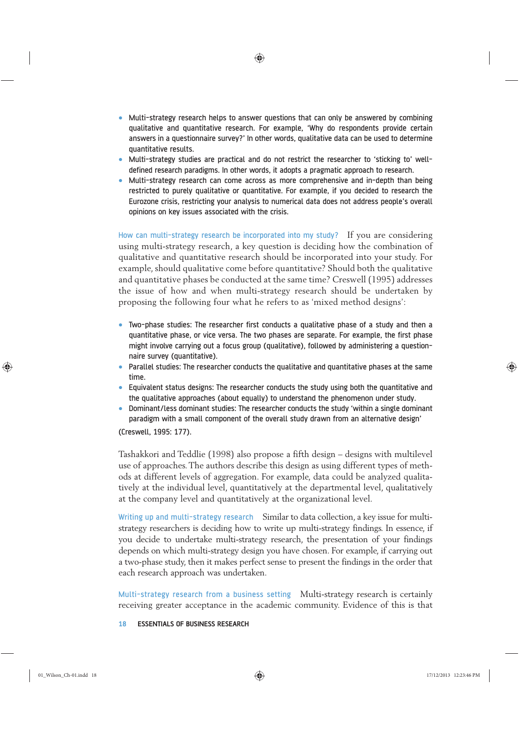- Multi-strategy research helps to answer questions that can only be answered by combining qualitative and quantitative research. For example, 'Why do respondents provide certain answers in a questionnaire survey?' In other words, qualitative data can be used to determine quantitative results.
- Multi-strategy studies are practical and do not restrict the researcher to 'sticking to' well-defined research paradigms. In other words, it adopts a pragmatic approach to research.
- Multi-strategy research can come across as more comprehensive and in-depth than being restricted to purely qualitative or quantitative. For example, if you decided to research the Eurozone crisis, restricting your analysis to numerical data does not address people's overall opinions on key issues associated with the crisis.

**How can multi-strategy research be incorporated into my study?** If you are considering using multi-strategy research, a key question is deciding how the combination of qualitative and quantitative research should be incorporated into your study. For example, should qualitative come before quantitative? Should both the qualitative and quantitative phases be conducted at the same time? Creswell (1995) addresses the issue of how and when multi-strategy research should be undertaken by proposing the following four what he refers to as 'mixed method designs':

- Two-phase studies: The researcher first conducts a qualitative phase of a study and then a quantitative phase, or vice versa. The two phases are separate. For example, the first phase might involve carrying out a focus group (qualitative), followed by administering a questionnaire survey (quantitative).
- Parallel studies: The researcher conducts the qualitative and quantitative phases at the same time.
- Equivalent status designs: The researcher conducts the study using both the quantitative and the qualitative approaches (about equally) to understand the phenomenon under study.
- Dominant/less dominant studies: The researcher conducts the study 'within a single dominant paradigm with a small component of the overall study drawn from an alternative design'

(Creswell, 1995: 177).

Tashakkori and Teddlie (1998) also propose a fifth design – designs with multilevel use of approaches. The authors describe this design as using different types of methods at different levels of aggregation. For example, data could be analyzed qualitatively at the individual level, quantitatively at the departmental level, qualitatively at the company level and quantitatively at the organizational level.

**Writing up and multi-strategy research** Similar to data collection, a key issue for multi-strategy researchers is deciding how to write up multi-strategy findings. In essence, if you decide to undertake multi-strategy research, the presentation of your findings depends on which multi-strategy design you have chosen. For example, if carrying out a two-phase study, then it makes perfect sense to present the findings in the order that each research approach was undertaken.

**Multi-strategy research from a business setting** Multi-strategy research is certainly receiving greater acceptance in the academic community. Evidence of this is that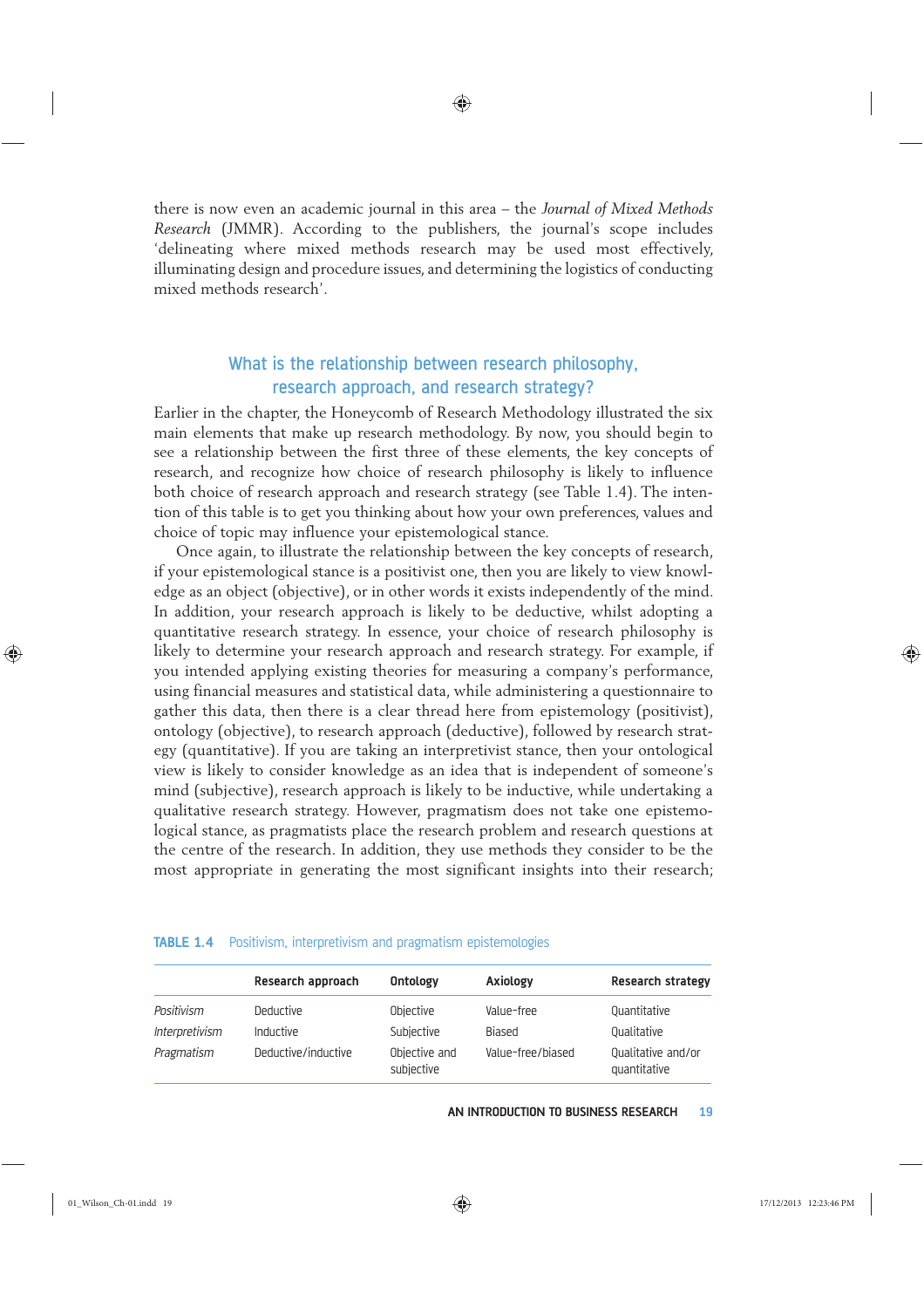there is now even an academic journal in this area – the *Journal of Mixed Methods Research* (JMMR). According to the publishers, the journal's scope includes 'delineating where mixed methods research may be used most effectively, illuminating design and procedure issues, and determining the logistics of conducting mixed methods research'.

## What is the relationship between research philosophy, research approach, and research strategy?

Earlier in the chapter, the Honeycomb of Research Methodology illustrated the six main elements that make up research methodology. By now, you should begin to see a relationship between the first three of these elements, the key concepts of research, and recognize how choice of research philosophy is likely to influence both choice of research approach and research strategy (see Table 1.4). The intention of this table is to get you thinking about how your own preferences, values and choice of topic may influence your epistemological stance.

Once again, to illustrate the relationship between the key concepts of research, if your epistemological stance is a positivist one, then you are likely to view knowledge as an object (objective), or in other words it exists independently of the mind. In addition, your research approach is likely to be deductive, whilst adopting a quantitative research strategy. In essence, your choice of research philosophy is likely to determine your research approach and research strategy. For example, if you intended applying existing theories for measuring a company's performance, using financial measures and statistical data, while administering a questionnaire to gather this data, then there is a clear thread here from epistemology (positivist), ontology (objective), to research approach (deductive), followed by research strategy (quantitative). If you are taking an interpretivist stance, then your ontological view is likely to consider knowledge as an idea that is independent of someone's mind (subjective), research approach is likely to be inductive, while undertaking a qualitative research strategy. However, pragmatism does not take one epistemological stance, as pragmatists place the research problem and research questions at the centre of the research. In addition, they use methods they consider to be the most appropriate in generating the most significant insights into their research;

**TABLE 1.4** Positivism, interpretivism and pragmatism epistemologies

| | Research approach | Ontology | Axiology | Research strategy |
|---|---|---|---|---|
| *Positivism* | Deductive | Objective | Value-free | Quantitative |
| *Interpretivism* | Inductive | Subjective | Biased | Qualitative |
| *Pragmatism* | Deductive/inductive | Objective and subjective | Value-free/biased | Qualitative and/or quantitative |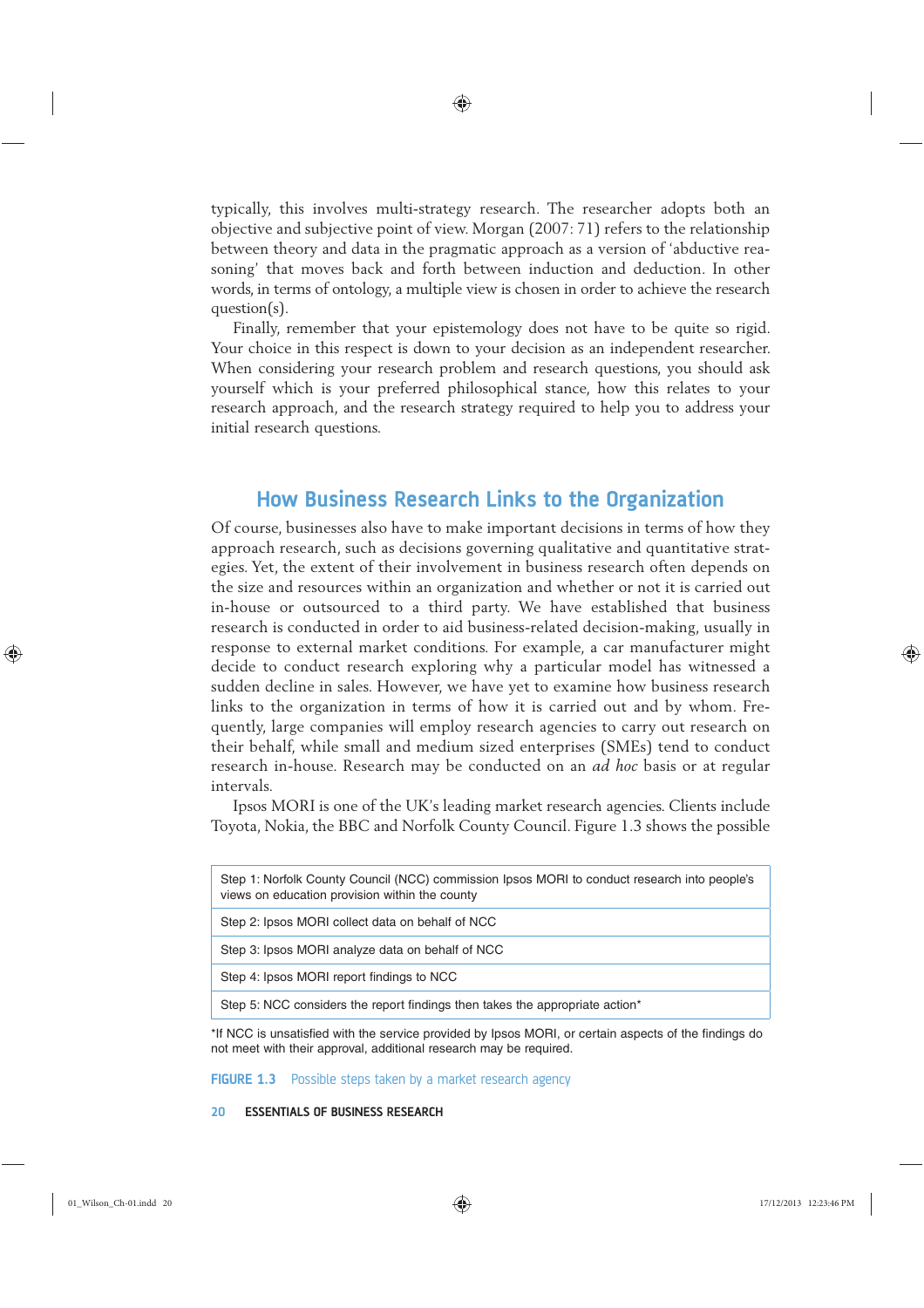typically, this involves multi-strategy research. The researcher adopts both an objective and subjective point of view. Morgan (2007: 71) refers to the relationship between theory and data in the pragmatic approach as a version of 'abductive reasoning' that moves back and forth between induction and deduction. In other words, in terms of ontology, a multiple view is chosen in order to achieve the research question(s).

Finally, remember that your epistemology does not have to be quite so rigid. Your choice in this respect is down to your decision as an independent researcher. When considering your research problem and research questions, you should ask yourself which is your preferred philosophical stance, how this relates to your research approach, and the research strategy required to help you to address your initial research questions.

## How Business Research Links to the Organization

Of course, businesses also have to make important decisions in terms of how they approach research, such as decisions governing qualitative and quantitative strategies. Yet, the extent of their involvement in business research often depends on the size and resources within an organization and whether or not it is carried out in-house or outsourced to a third party. We have established that business research is conducted in order to aid business-related decision-making, usually in response to external market conditions. For example, a car manufacturer might decide to conduct research exploring why a particular model has witnessed a sudden decline in sales. However, we have yet to examine how business research links to the organization in terms of how it is carried out and by whom. Frequently, large companies will employ research agencies to carry out research on their behalf, while small and medium sized enterprises (SMEs) tend to conduct research in-house. Research may be conducted on an *ad hoc* basis or at regular intervals.

Ipsos MORI is one of the UK's leading market research agencies. Clients include Toyota, Nokia, the BBC and Norfolk County Council. Figure 1.3 shows the possible

| Step 1: Norfolk County Council (NCC) commission Ipsos MORI to conduct research into people's views on education provision within the county |
|---|
| Step 2: Ipsos MORI collect data on behalf of NCC |
| Step 3: Ipsos MORI analyze data on behalf of NCC |
| Step 4: Ipsos MORI report findings to NCC |
| Step 5: NCC considers the report findings then takes the appropriate action* |

*If NCC is unsatisfied with the service provided by Ipsos MORI, or certain aspects of the findings do not meet with their approval, additional research may be required.

**FIGURE 1.3** Possible steps taken by a market research agency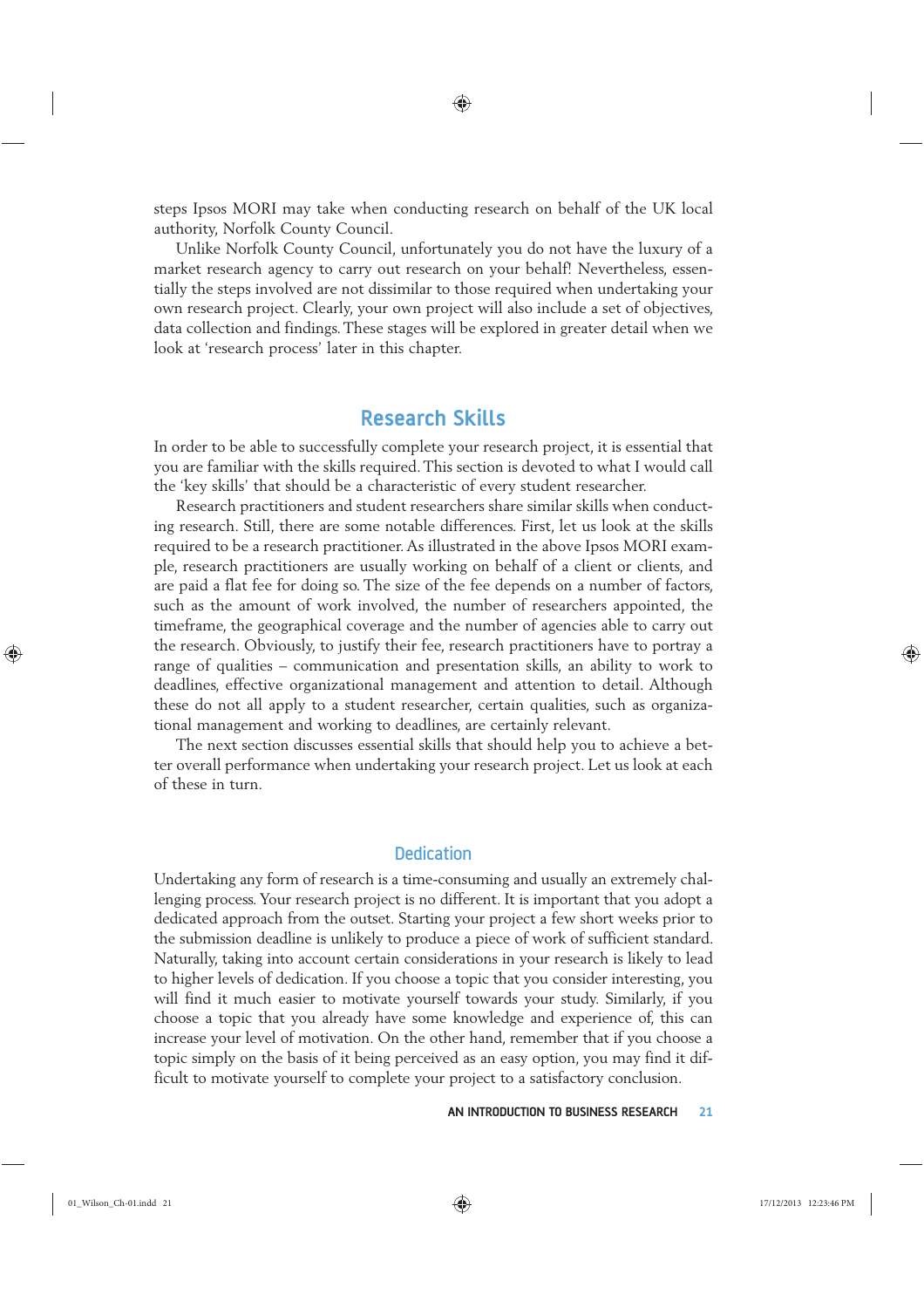steps Ipsos MORI may take when conducting research on behalf of the UK local authority, Norfolk County Council.

Unlike Norfolk County Council, unfortunately you do not have the luxury of a market research agency to carry out research on your behalf! Nevertheless, essentially the steps involved are not dissimilar to those required when undertaking your own research project. Clearly, your own project will also include a set of objectives, data collection and findings. These stages will be explored in greater detail when we look at 'research process' later in this chapter.

## Research Skills

In order to be able to successfully complete your research project, it is essential that you are familiar with the skills required. This section is devoted to what I would call the 'key skills' that should be a characteristic of every student researcher.

Research practitioners and student researchers share similar skills when conducting research. Still, there are some notable differences. First, let us look at the skills required to be a research practitioner. As illustrated in the above Ipsos MORI example, research practitioners are usually working on behalf of a client or clients, and are paid a flat fee for doing so. The size of the fee depends on a number of factors, such as the amount of work involved, the number of researchers appointed, the timeframe, the geographical coverage and the number of agencies able to carry out the research. Obviously, to justify their fee, research practitioners have to portray a range of qualities – communication and presentation skills, an ability to work to deadlines, effective organizational management and attention to detail. Although these do not all apply to a student researcher, certain qualities, such as organizational management and working to deadlines, are certainly relevant.

The next section discusses essential skills that should help you to achieve a better overall performance when undertaking your research project. Let us look at each of these in turn.

### Dedication

Undertaking any form of research is a time-consuming and usually an extremely challenging process. Your research project is no different. It is important that you adopt a dedicated approach from the outset. Starting your project a few short weeks prior to the submission deadline is unlikely to produce a piece of work of sufficient standard. Naturally, taking into account certain considerations in your research is likely to lead to higher levels of dedication. If you choose a topic that you consider interesting, you will find it much easier to motivate yourself towards your study. Similarly, if you choose a topic that you already have some knowledge and experience of, this can increase your level of motivation. On the other hand, remember that if you choose a topic simply on the basis of it being perceived as an easy option, you may find it difficult to motivate yourself to complete your project to a satisfactory conclusion.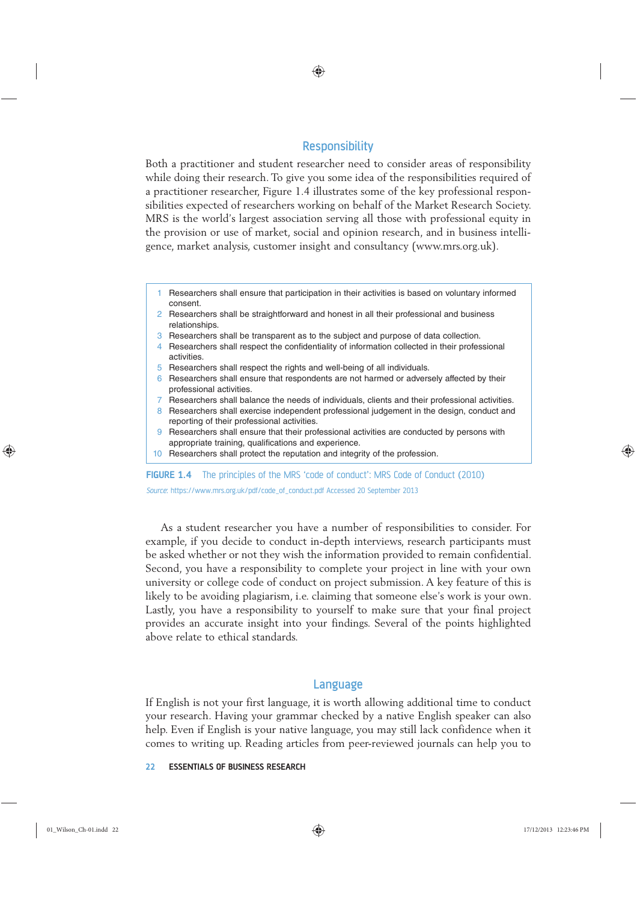## Responsibility

Both a practitioner and student researcher need to consider areas of responsibility while doing their research. To give you some idea of the responsibilities required of a practitioner researcher, Figure 1.4 illustrates some of the key professional responsibilities expected of researchers working on behalf of the Market Research Society. MRS is the world's largest association serving all those with professional equity in the provision or use of market, social and opinion research, and in business intelligence, market analysis, customer insight and consultancy (www.mrs.org.uk).

1. Researchers shall ensure that participation in their activities is based on voluntary informed consent.
2. Researchers shall be straightforward and honest in all their professional and business relationships.
3. Researchers shall be transparent as to the subject and purpose of data collection.
4. Researchers shall respect the confidentiality of information collected in their professional activities.
5. Researchers shall respect the rights and well-being of all individuals.
6. Researchers shall ensure that respondents are not harmed or adversely affected by their professional activities.
7. Researchers shall balance the needs of individuals, clients and their professional activities.
8. Researchers shall exercise independent professional judgement in the design, conduct and reporting of their professional activities.
9. Researchers shall ensure that their professional activities are conducted by persons with appropriate training, qualifications and experience.
10. Researchers shall protect the reputation and integrity of the profession.

**FIGURE 1.4** The principles of the MRS 'code of conduct': MRS Code of Conduct (2010)

*Source*: https://www.mrs.org.uk/pdf/code_of_conduct.pdf Accessed 20 September 2013

As a student researcher you have a number of responsibilities to consider. For example, if you decide to conduct in-depth interviews, research participants must be asked whether or not they wish the information provided to remain confidential. Second, you have a responsibility to complete your project in line with your own university or college code of conduct on project submission. A key feature of this is likely to be avoiding plagiarism, i.e. claiming that someone else's work is your own. Lastly, you have a responsibility to yourself to make sure that your final project provides an accurate insight into your findings. Several of the points highlighted above relate to ethical standards.

## Language

If English is not your first language, it is worth allowing additional time to conduct your research. Having your grammar checked by a native English speaker can also help. Even if English is your native language, you may still lack confidence when it comes to writing up. Reading articles from peer-reviewed journals can help you to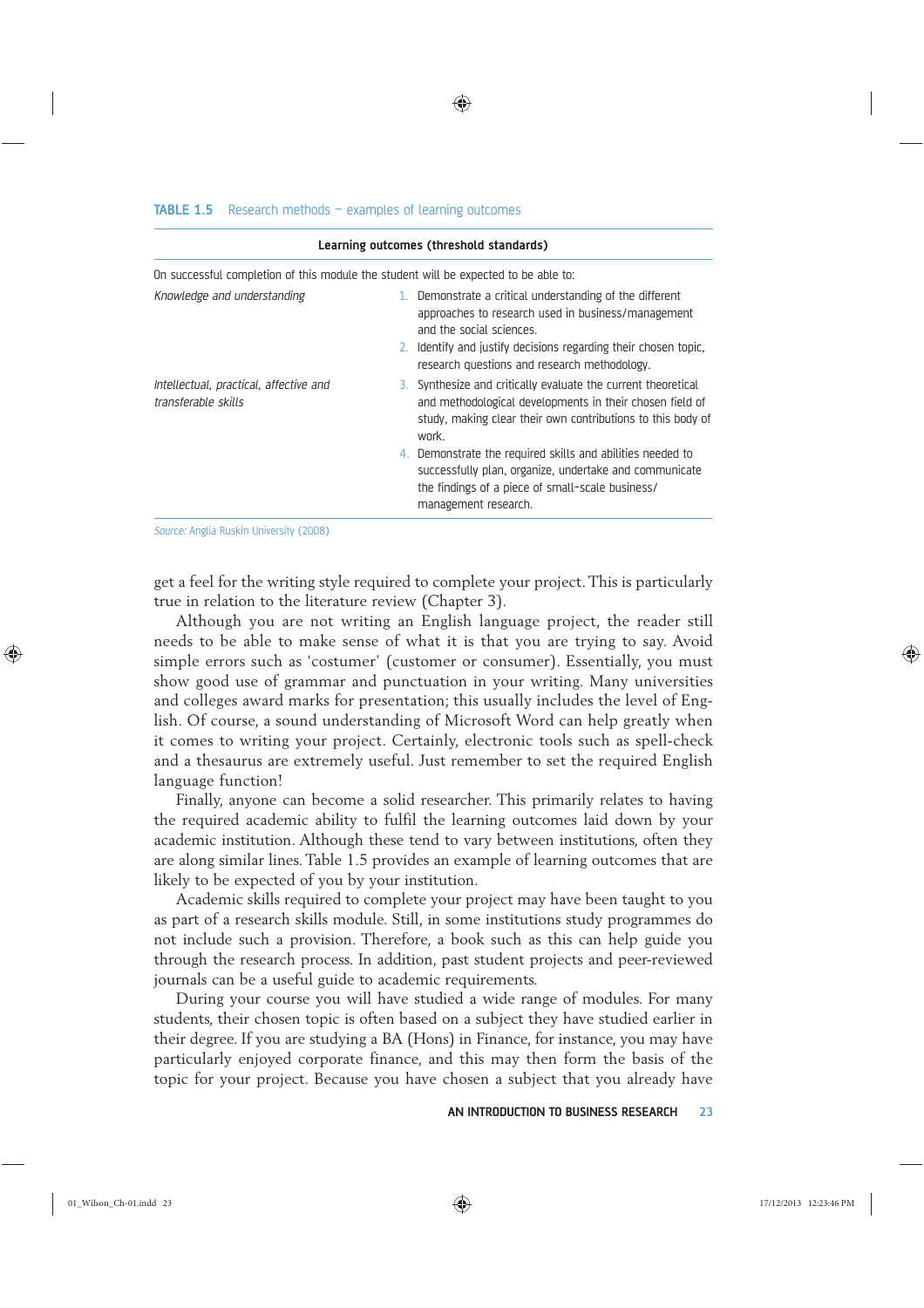**TABLE 1.5** Research methods – examples of learning outcomes

| Learning outcomes (threshold standards) | |
|---|---|
| On successful completion of this module the student will be expected to be able to: | |
| *Knowledge and understanding* | 1. Demonstrate a critical understanding of the different approaches to research used in business/management and the social sciences.<br>2. Identify and justify decisions regarding their chosen topic, research questions and research methodology. |
| *Intellectual, practical, affective and transferable skills* | 3. Synthesize and critically evaluate the current theoretical and methodological developments in their chosen field of study, making clear their own contributions to this body of work.<br>4. Demonstrate the required skills and abilities needed to successfully plan, organize, undertake and communicate the findings of a piece of small-scale business/management research. |

*Source:* Anglia Ruskin University (2008)

get a feel for the writing style required to complete your project. This is particularly true in relation to the literature review (Chapter 3).

Although you are not writing an English language project, the reader still needs to be able to make sense of what it is that you are trying to say. Avoid simple errors such as 'costumer' (customer or consumer). Essentially, you must show good use of grammar and punctuation in your writing. Many universities and colleges award marks for presentation; this usually includes the level of English. Of course, a sound understanding of Microsoft Word can help greatly when it comes to writing your project. Certainly, electronic tools such as spell-check and a thesaurus are extremely useful. Just remember to set the required English language function!

Finally, anyone can become a solid researcher. This primarily relates to having the required academic ability to fulfil the learning outcomes laid down by your academic institution. Although these tend to vary between institutions, often they are along similar lines. Table 1.5 provides an example of learning outcomes that are likely to be expected of you by your institution.

Academic skills required to complete your project may have been taught to you as part of a research skills module. Still, in some institutions study programmes do not include such a provision. Therefore, a book such as this can help guide you through the research process. In addition, past student projects and peer-reviewed journals can be a useful guide to academic requirements.

During your course you will have studied a wide range of modules. For many students, their chosen topic is often based on a subject they have studied earlier in their degree. If you are studying a BA (Hons) in Finance, for instance, you may have particularly enjoyed corporate finance, and this may then form the basis of the topic for your project. Because you have chosen a subject that you already have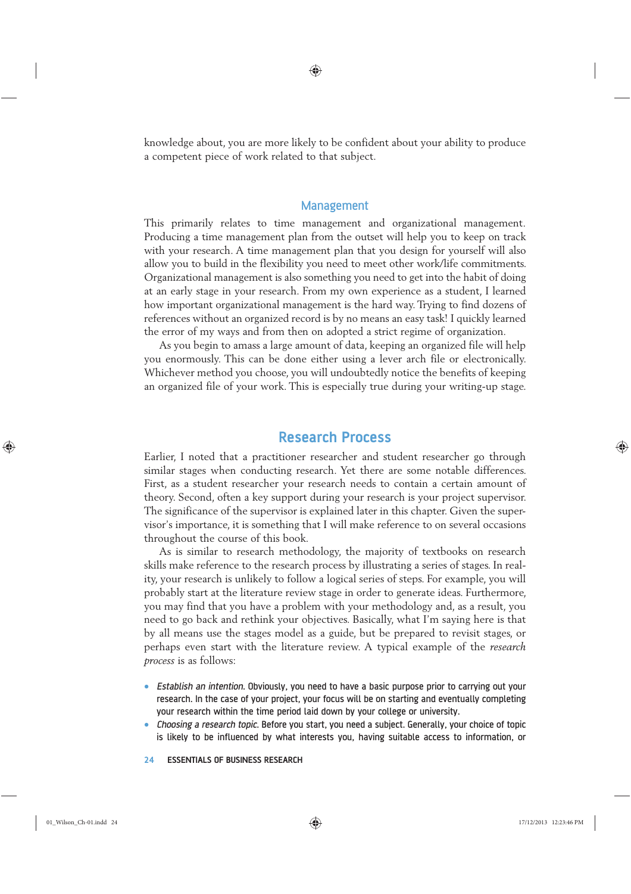knowledge about, you are more likely to be confident about your ability to produce a competent piece of work related to that subject.

### Management

This primarily relates to time management and organizational management. Producing a time management plan from the outset will help you to keep on track with your research. A time management plan that you design for yourself will also allow you to build in the flexibility you need to meet other work/life commitments. Organizational management is also something you need to get into the habit of doing at an early stage in your research. From my own experience as a student, I learned how important organizational management is the hard way. Trying to find dozens of references without an organized record is by no means an easy task! I quickly learned the error of my ways and from then on adopted a strict regime of organization.

As you begin to amass a large amount of data, keeping an organized file will help you enormously. This can be done either using a lever arch file or electronically. Whichever method you choose, you will undoubtedly notice the benefits of keeping an organized file of your work. This is especially true during your writing-up stage.

## Research Process

Earlier, I noted that a practitioner researcher and student researcher go through similar stages when conducting research. Yet there are some notable differences. First, as a student researcher your research needs to contain a certain amount of theory. Second, often a key support during your research is your project supervisor. The significance of the supervisor is explained later in this chapter. Given the supervisor's importance, it is something that I will make reference to on several occasions throughout the course of this book.

As is similar to research methodology, the majority of textbooks on research skills make reference to the research process by illustrating a series of stages. In reality, your research is unlikely to follow a logical series of steps. For example, you will probably start at the literature review stage in order to generate ideas. Furthermore, you may find that you have a problem with your methodology and, as a result, you need to go back and rethink your objectives. Basically, what I'm saying here is that by all means use the stages model as a guide, but be prepared to revisit stages, or perhaps even start with the literature review. A typical example of the *research process* is as follows:

- *Establish an intention.* Obviously, you need to have a basic purpose prior to carrying out your research. In the case of your project, your focus will be on starting and eventually completing your research within the time period laid down by your college or university.
- *Choosing a research topic.* Before you start, you need a subject. Generally, your choice of topic is likely to be influenced by what interests you, having suitable access to information, or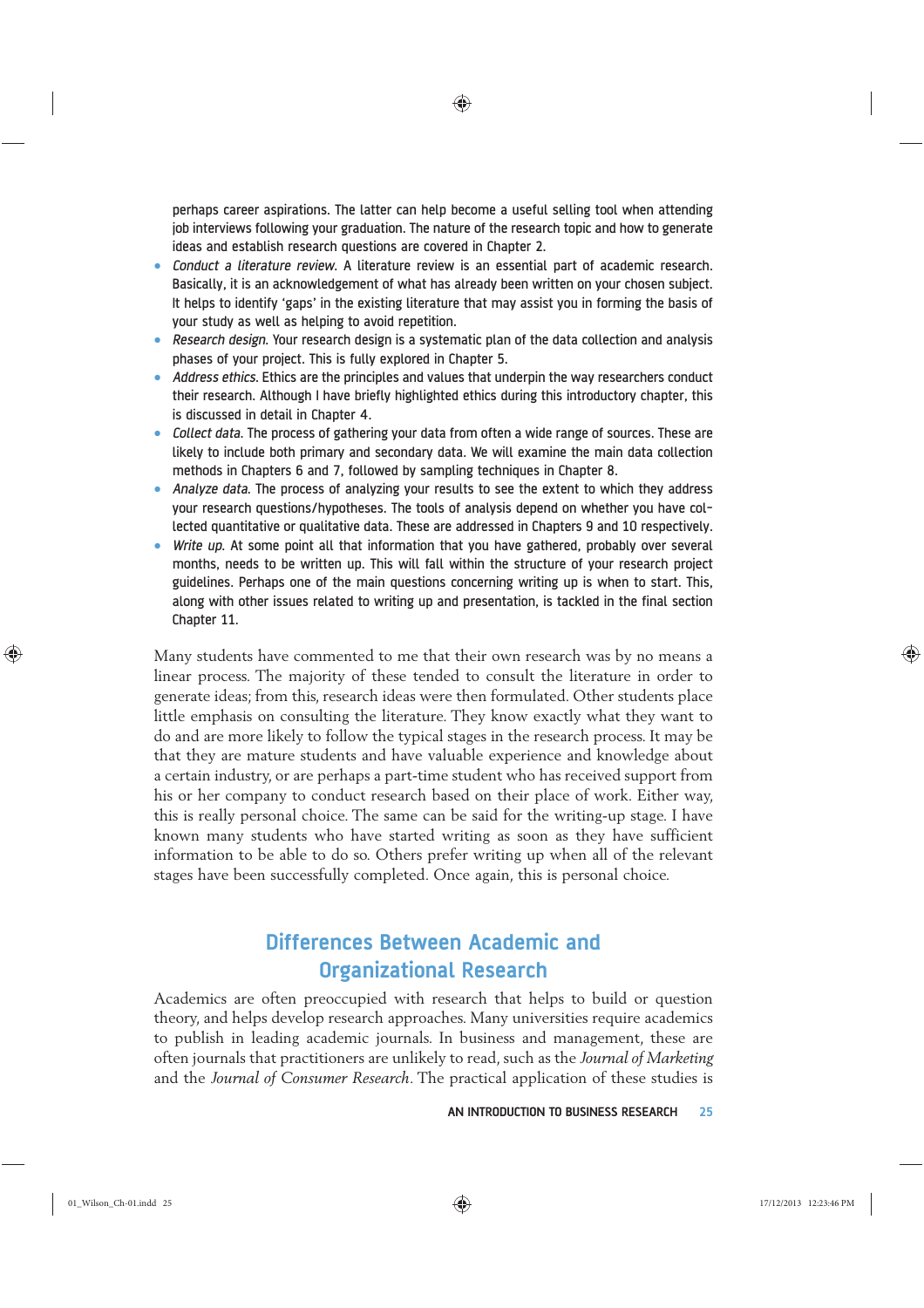perhaps career aspirations. The latter can help become a useful selling tool when attending job interviews following your graduation. The nature of the research topic and how to generate ideas and establish research questions are covered in Chapter 2.

- *Conduct a literature review*. A literature review is an essential part of academic research. Basically, it is an acknowledgement of what has already been written on your chosen subject. It helps to identify 'gaps' in the existing literature that may assist you in forming the basis of your study as well as helping to avoid repetition.
- *Research design*. Your research design is a systematic plan of the data collection and analysis phases of your project. This is fully explored in Chapter 5.
- *Address ethics*. Ethics are the principles and values that underpin the way researchers conduct their research. Although I have briefly highlighted ethics during this introductory chapter, this is discussed in detail in Chapter 4.
- *Collect data*. The process of gathering your data from often a wide range of sources. These are likely to include both primary and secondary data. We will examine the main data collection methods in Chapters 6 and 7, followed by sampling techniques in Chapter 8.
- *Analyze data*. The process of analyzing your results to see the extent to which they address your research questions/hypotheses. The tools of analysis depend on whether you have collected quantitative or qualitative data. These are addressed in Chapters 9 and 10 respectively.
- *Write up*. At some point all that information that you have gathered, probably over several months, needs to be written up. This will fall within the structure of your research project guidelines. Perhaps one of the main questions concerning writing up is when to start. This, along with other issues related to writing up and presentation, is tackled in the final section Chapter 11.

Many students have commented to me that their own research was by no means a linear process. The majority of these tended to consult the literature in order to generate ideas; from this, research ideas were then formulated. Other students place little emphasis on consulting the literature. They know exactly what they want to do and are more likely to follow the typical stages in the research process. It may be that they are mature students and have valuable experience and knowledge about a certain industry, or are perhaps a part-time student who has received support from his or her company to conduct research based on their place of work. Either way, this is really personal choice. The same can be said for the writing-up stage. I have known many students who have started writing as soon as they have sufficient information to be able to do so. Others prefer writing up when all of the relevant stages have been successfully completed. Once again, this is personal choice.

## Differences Between Academic and Organizational Research

Academics are often preoccupied with research that helps to build or question theory, and helps develop research approaches. Many universities require academics to publish in leading academic journals. In business and management, these are often journals that practitioners are unlikely to read, such as the *Journal of Marketing* and the *Journal of Consumer Research*. The practical application of these studies is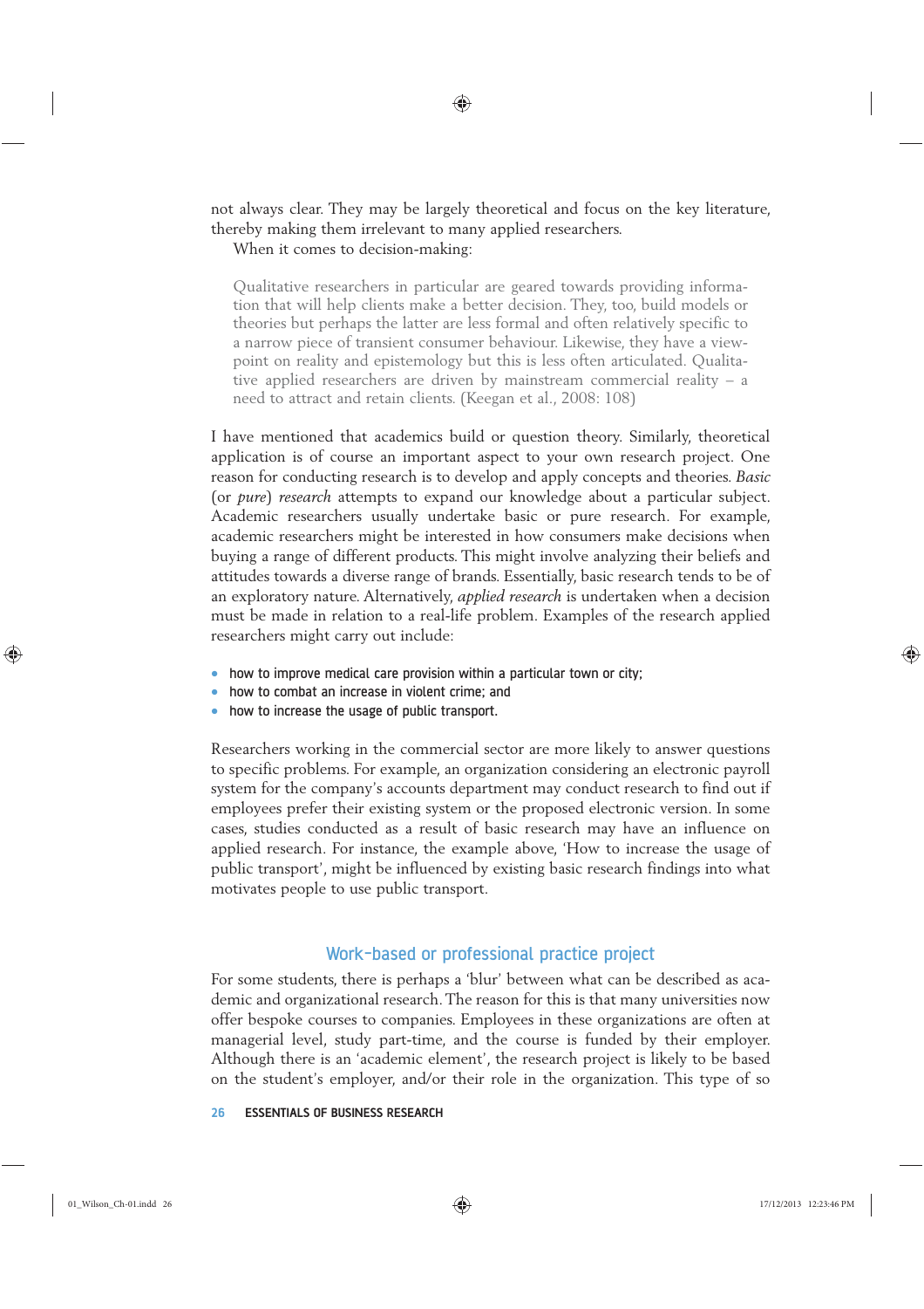not always clear. They may be largely theoretical and focus on the key literature, thereby making them irrelevant to many applied researchers.

When it comes to decision-making:

> Qualitative researchers in particular are geared towards providing information that will help clients make a better decision. They, too, build models or theories but perhaps the latter are less formal and often relatively specific to a narrow piece of transient consumer behaviour. Likewise, they have a viewpoint on reality and epistemology but this is less often articulated. Qualitative applied researchers are driven by mainstream commercial reality – a need to attract and retain clients. (Keegan et al., 2008: 108)

I have mentioned that academics build or question theory. Similarly, theoretical application is of course an important aspect to your own research project. One reason for conducting research is to develop and apply concepts and theories. *Basic* (or *pure*) *research* attempts to expand our knowledge about a particular subject. Academic researchers usually undertake basic or pure research. For example, academic researchers might be interested in how consumers make decisions when buying a range of different products. This might involve analyzing their beliefs and attitudes towards a diverse range of brands. Essentially, basic research tends to be of an exploratory nature. Alternatively, *applied research* is undertaken when a decision must be made in relation to a real-life problem. Examples of the research applied researchers might carry out include:

- how to improve medical care provision within a particular town or city;
- how to combat an increase in violent crime; and
- how to increase the usage of public transport.

Researchers working in the commercial sector are more likely to answer questions to specific problems. For example, an organization considering an electronic payroll system for the company's accounts department may conduct research to find out if employees prefer their existing system or the proposed electronic version. In some cases, studies conducted as a result of basic research may have an influence on applied research. For instance, the example above, 'How to increase the usage of public transport', might be influenced by existing basic research findings into what motivates people to use public transport.

## Work-based or professional practice project

For some students, there is perhaps a 'blur' between what can be described as academic and organizational research. The reason for this is that many universities now offer bespoke courses to companies. Employees in these organizations are often at managerial level, study part-time, and the course is funded by their employer. Although there is an 'academic element', the research project is likely to be based on the student's employer, and/or their role in the organization. This type of so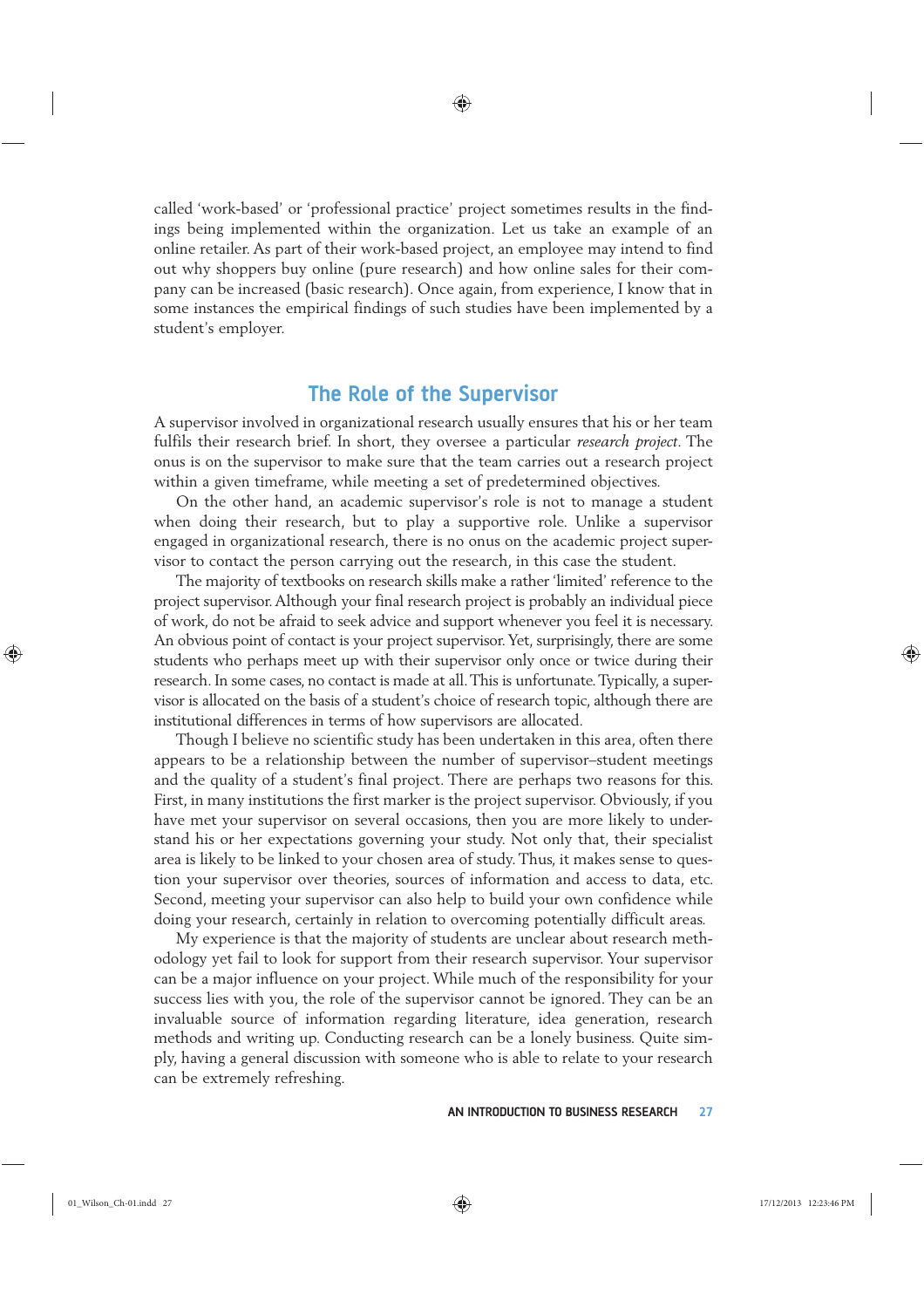called 'work-based' or 'professional practice' project sometimes results in the findings being implemented within the organization. Let us take an example of an online retailer. As part of their work-based project, an employee may intend to find out why shoppers buy online (pure research) and how online sales for their company can be increased (basic research). Once again, from experience, I know that in some instances the empirical findings of such studies have been implemented by a student's employer.

## The Role of the Supervisor

A supervisor involved in organizational research usually ensures that his or her team fulfils their research brief. In short, they oversee a particular *research project*. The onus is on the supervisor to make sure that the team carries out a research project within a given timeframe, while meeting a set of predetermined objectives.

On the other hand, an academic supervisor's role is not to manage a student when doing their research, but to play a supportive role. Unlike a supervisor engaged in organizational research, there is no onus on the academic project supervisor to contact the person carrying out the research, in this case the student.

The majority of textbooks on research skills make a rather 'limited' reference to the project supervisor. Although your final research project is probably an individual piece of work, do not be afraid to seek advice and support whenever you feel it is necessary. An obvious point of contact is your project supervisor. Yet, surprisingly, there are some students who perhaps meet up with their supervisor only once or twice during their research. In some cases, no contact is made at all. This is unfortunate. Typically, a supervisor is allocated on the basis of a student's choice of research topic, although there are institutional differences in terms of how supervisors are allocated.

Though I believe no scientific study has been undertaken in this area, often there appears to be a relationship between the number of supervisor–student meetings and the quality of a student's final project. There are perhaps two reasons for this. First, in many institutions the first marker is the project supervisor. Obviously, if you have met your supervisor on several occasions, then you are more likely to understand his or her expectations governing your study. Not only that, their specialist area is likely to be linked to your chosen area of study. Thus, it makes sense to question your supervisor over theories, sources of information and access to data, etc. Second, meeting your supervisor can also help to build your own confidence while doing your research, certainly in relation to overcoming potentially difficult areas.

My experience is that the majority of students are unclear about research methodology yet fail to look for support from their research supervisor. Your supervisor can be a major influence on your project. While much of the responsibility for your success lies with you, the role of the supervisor cannot be ignored. They can be an invaluable source of information regarding literature, idea generation, research methods and writing up. Conducting research can be a lonely business. Quite simply, having a general discussion with someone who is able to relate to your research can be extremely refreshing.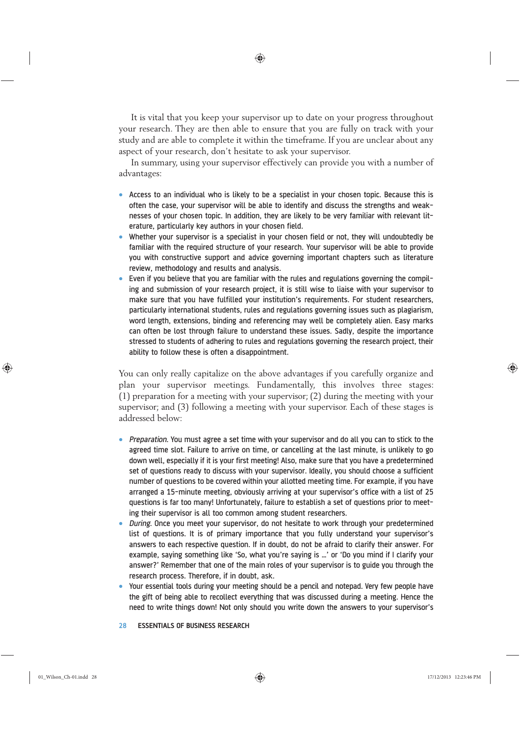It is vital that you keep your supervisor up to date on your progress throughout your research. They are then able to ensure that you are fully on track with your study and are able to complete it within the timeframe. If you are unclear about any aspect of your research, don't hesitate to ask your supervisor.

In summary, using your supervisor effectively can provide you with a number of advantages:

- Access to an individual who is likely to be a specialist in your chosen topic. Because this is often the case, your supervisor will be able to identify and discuss the strengths and weaknesses of your chosen topic. In addition, they are likely to be very familiar with relevant literature, particularly key authors in your chosen field.
- Whether your supervisor is a specialist in your chosen field or not, they will undoubtedly be familiar with the required structure of your research. Your supervisor will be able to provide you with constructive support and advice governing important chapters such as literature review, methodology and results and analysis.
- Even if you believe that you are familiar with the rules and regulations governing the compiling and submission of your research project, it is still wise to liaise with your supervisor to make sure that you have fulfilled your institution's requirements. For student researchers, particularly international students, rules and regulations governing issues such as plagiarism, word length, extensions, binding and referencing may well be completely alien. Easy marks can often be lost through failure to understand these issues. Sadly, despite the importance stressed to students of adhering to rules and regulations governing the research project, their ability to follow these is often a disappointment.

You can only really capitalize on the above advantages if you carefully organize and plan your supervisor meetings. Fundamentally, this involves three stages: (1) preparation for a meeting with your supervisor; (2) during the meeting with your supervisor; and (3) following a meeting with your supervisor. Each of these stages is addressed below:

- *Preparation.* You must agree a set time with your supervisor and do all you can to stick to the agreed time slot. Failure to arrive on time, or cancelling at the last minute, is unlikely to go down well, especially if it is your first meeting! Also, make sure that you have a predetermined set of questions ready to discuss with your supervisor. Ideally, you should choose a sufficient number of questions to be covered within your allotted meeting time. For example, if you have arranged a 15-minute meeting, obviously arriving at your supervisor's office with a list of 25 questions is far too many! Unfortunately, failure to establish a set of questions prior to meeting their supervisor is all too common among student researchers.
- *During.* Once you meet your supervisor, do not hesitate to work through your predetermined list of questions. It is of primary importance that you fully understand your supervisor's answers to each respective question. If in doubt, do not be afraid to clarify their answer. For example, saying something like 'So, what you're saying is …' or 'Do you mind if I clarify your answer?' Remember that one of the main roles of your supervisor is to guide you through the research process. Therefore, if in doubt, ask.
- Your essential tools during your meeting should be a pencil and notepad. Very few people have the gift of being able to recollect everything that was discussed during a meeting. Hence the need to write things down! Not only should you write down the answers to your supervisor's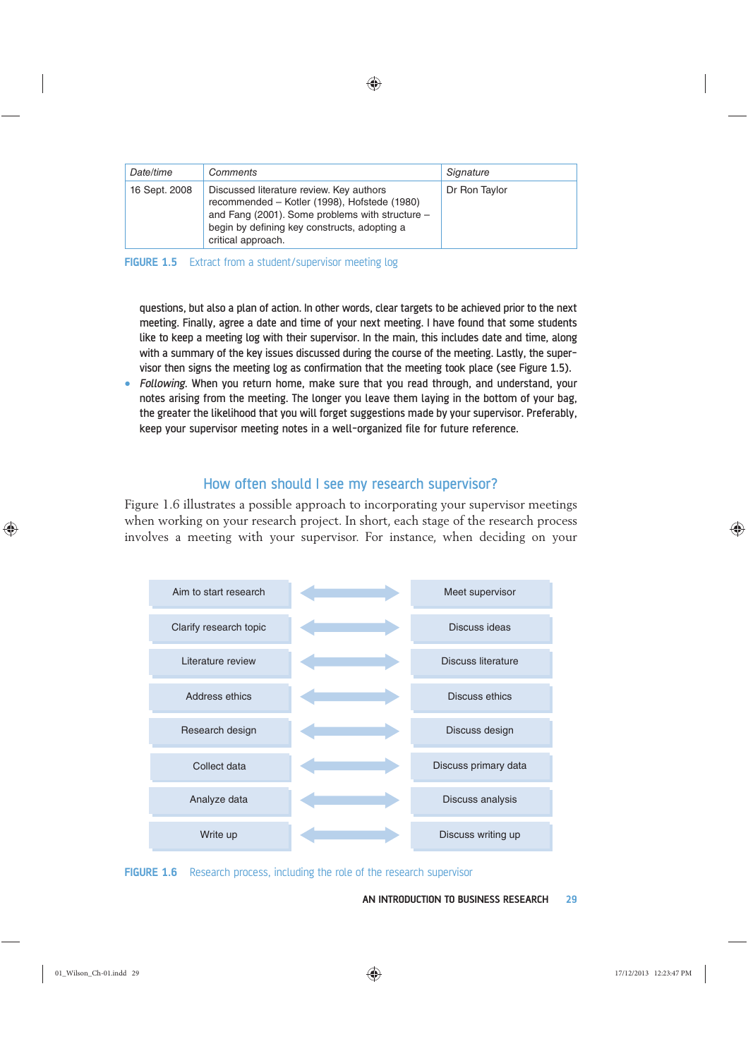| Date/time | Comments | Signature |
|---|---|---|
| 16 Sept. 2008 | Discussed literature review. Key authors recommended – Kotler (1998), Hofstede (1980) and Fang (2001). Some problems with structure – begin by defining key constructs, adopting a critical approach. | Dr Ron Taylor |

**FIGURE 1.5** Extract from a student/supervisor meeting log

questions, but also a plan of action. In other words, clear targets to be achieved prior to the next meeting. Finally, agree a date and time of your next meeting. I have found that some students like to keep a meeting log with their supervisor. In the main, this includes date and time, along with a summary of the key issues discussed during the course of the meeting. Lastly, the supervisor then signs the meeting log as confirmation that the meeting took place (see Figure 1.5).

- *Following.* When you return home, make sure that you read through, and understand, your notes arising from the meeting. The longer you leave them laying in the bottom of your bag, the greater the likelihood that you will forget suggestions made by your supervisor. Preferably, keep your supervisor meeting notes in a well-organized file for future reference.

## How often should I see my research supervisor?

Figure 1.6 illustrates a possible approach to incorporating your supervisor meetings when working on your research project. In short, each stage of the research process involves a meeting with your supervisor. For instance, when deciding on your

| Research stage | | Supervisor role |
|---|---|---|
| Aim to start research | ↔ | Meet supervisor |
| Clarify research topic | ↔ | Discuss ideas |
| Literature review | ↔ | Discuss literature |
| Address ethics | ↔ | Discuss ethics |
| Research design | ↔ | Discuss design |
| Collect data | ↔ | Discuss primary data |
| Analyze data | ↔ | Discuss analysis |
| Write up | ↔ | Discuss writing up |

**FIGURE 1.6** Research process, including the role of the research supervisor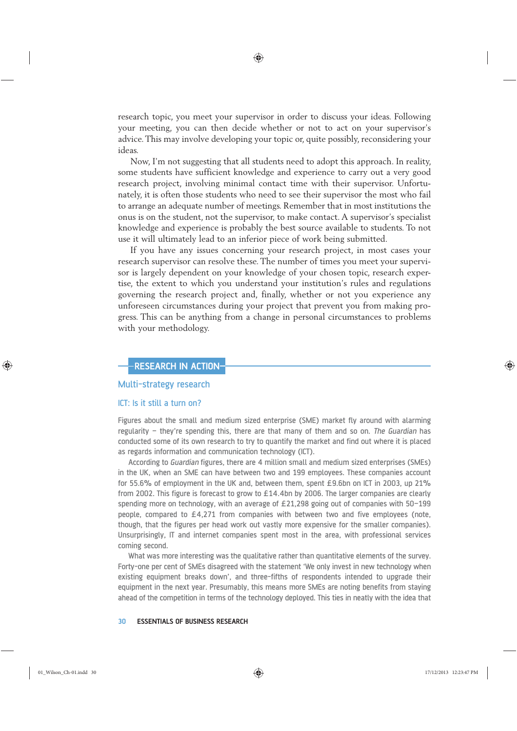research topic, you meet your supervisor in order to discuss your ideas. Following your meeting, you can then decide whether or not to act on your supervisor's advice. This may involve developing your topic or, quite possibly, reconsidering your ideas.

Now, I'm not suggesting that all students need to adopt this approach. In reality, some students have sufficient knowledge and experience to carry out a very good research project, involving minimal contact time with their supervisor. Unfortunately, it is often those students who need to see their supervisor the most who fail to arrange an adequate number of meetings. Remember that in most institutions the onus is on the student, not the supervisor, to make contact. A supervisor's specialist knowledge and experience is probably the best source available to students. To not use it will ultimately lead to an inferior piece of work being submitted.

If you have any issues concerning your research project, in most cases your research supervisor can resolve these. The number of times you meet your supervisor is largely dependent on your knowledge of your chosen topic, research expertise, the extent to which you understand your institution's rules and regulations governing the research project and, finally, whether or not you experience any unforeseen circumstances during your project that prevent you from making progress. This can be anything from a change in personal circumstances to problems with your methodology.

## RESEARCH IN ACTION

### Multi-strategy research

#### ICT: Is it still a turn on?

Figures about the small and medium sized enterprise (SME) market fly around with alarming regularity – they're spending this, there are that many of them and so on. *The Guardian* has conducted some of its own research to try to quantify the market and find out where it is placed as regards information and communication technology (ICT).

According to *Guardian* figures, there are 4 million small and medium sized enterprises (SMEs) in the UK, when an SME can have between two and 199 employees. These companies account for 55.6% of employment in the UK and, between them, spent £9.6bn on ICT in 2003, up 21% from 2002. This figure is forecast to grow to £14.4bn by 2006. The larger companies are clearly spending more on technology, with an average of £21,298 going out of companies with 50–199 people, compared to £4,271 from companies with between two and five employees (note, though, that the figures per head work out vastly more expensive for the smaller companies). Unsurprisingly, IT and internet companies spent most in the area, with professional services coming second.

What was more interesting was the qualitative rather than quantitative elements of the survey. Forty-one per cent of SMEs disagreed with the statement 'We only invest in new technology when existing equipment breaks down', and three-fifths of respondents intended to upgrade their equipment in the next year. Presumably, this means more SMEs are noting benefits from staying ahead of the competition in terms of the technology deployed. This ties in neatly with the idea that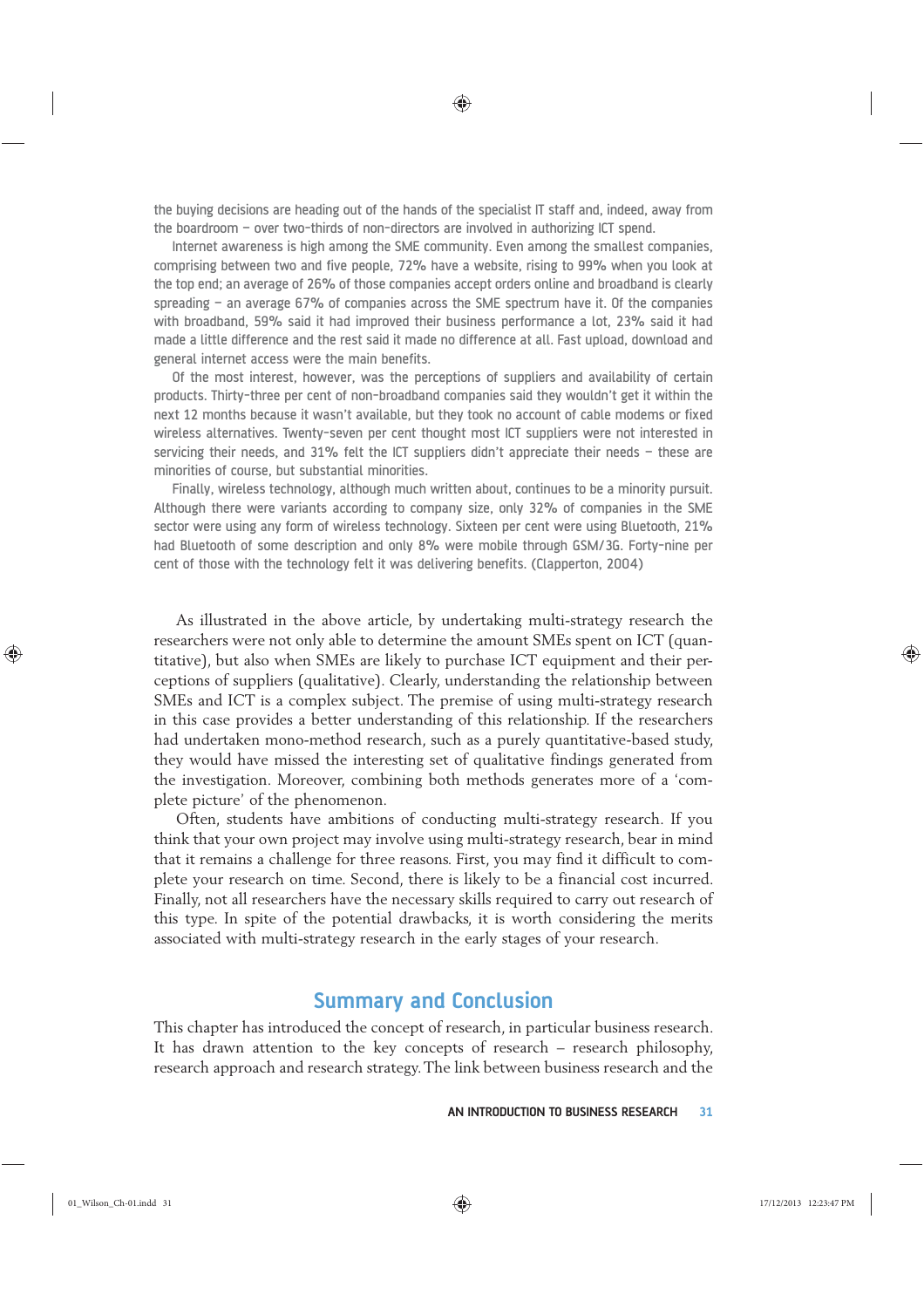the buying decisions are heading out of the hands of the specialist IT staff and, indeed, away from the boardroom – over two-thirds of non-directors are involved in authorizing ICT spend.

Internet awareness is high among the SME community. Even among the smallest companies, comprising between two and five people, 72% have a website, rising to 99% when you look at the top end; an average of 26% of those companies accept orders online and broadband is clearly spreading – an average 67% of companies across the SME spectrum have it. Of the companies with broadband, 59% said it had improved their business performance a lot, 23% said it had made a little difference and the rest said it made no difference at all. Fast upload, download and general internet access were the main benefits.

Of the most interest, however, was the perceptions of suppliers and availability of certain products. Thirty-three per cent of non-broadband companies said they wouldn't get it within the next 12 months because it wasn't available, but they took no account of cable modems or fixed wireless alternatives. Twenty-seven per cent thought most ICT suppliers were not interested in servicing their needs, and 31% felt the ICT suppliers didn't appreciate their needs – these are minorities of course, but substantial minorities.

Finally, wireless technology, although much written about, continues to be a minority pursuit. Although there were variants according to company size, only 32% of companies in the SME sector were using any form of wireless technology. Sixteen per cent were using Bluetooth, 21% had Bluetooth of some description and only 8% were mobile through GSM/3G. Forty-nine per cent of those with the technology felt it was delivering benefits. (Clapperton, 2004)

As illustrated in the above article, by undertaking multi-strategy research the researchers were not only able to determine the amount SMEs spent on ICT (quantitative), but also when SMEs are likely to purchase ICT equipment and their perceptions of suppliers (qualitative). Clearly, understanding the relationship between SMEs and ICT is a complex subject. The premise of using multi-strategy research in this case provides a better understanding of this relationship. If the researchers had undertaken mono-method research, such as a purely quantitative-based study, they would have missed the interesting set of qualitative findings generated from the investigation. Moreover, combining both methods generates more of a 'complete picture' of the phenomenon.

Often, students have ambitions of conducting multi-strategy research. If you think that your own project may involve using multi-strategy research, bear in mind that it remains a challenge for three reasons. First, you may find it difficult to complete your research on time. Second, there is likely to be a financial cost incurred. Finally, not all researchers have the necessary skills required to carry out research of this type. In spite of the potential drawbacks, it is worth considering the merits associated with multi-strategy research in the early stages of your research.

## Summary and Conclusion

This chapter has introduced the concept of research, in particular business research. It has drawn attention to the key concepts of research – research philosophy, research approach and research strategy. The link between business research and the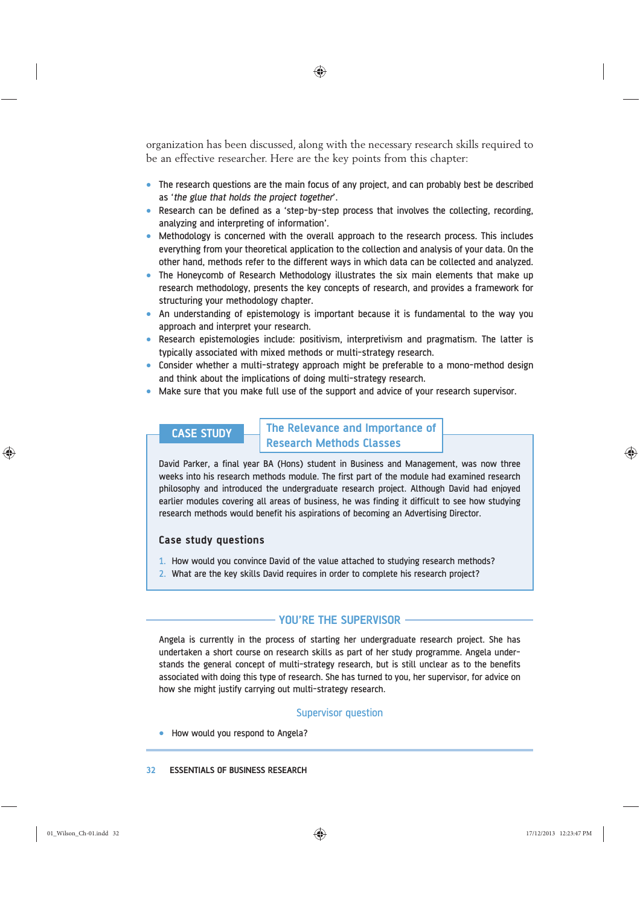organization has been discussed, along with the necessary research skills required to be an effective researcher. Here are the key points from this chapter:

- The research questions are the main focus of any project, and can probably best be described as '*the glue that holds the project together*'.
- Research can be defined as a 'step-by-step process that involves the collecting, recording, analyzing and interpreting of information'.
- Methodology is concerned with the overall approach to the research process. This includes everything from your theoretical application to the collection and analysis of your data. On the other hand, methods refer to the different ways in which data can be collected and analyzed.
- The Honeycomb of Research Methodology illustrates the six main elements that make up research methodology, presents the key concepts of research, and provides a framework for structuring your methodology chapter.
- An understanding of epistemology is important because it is fundamental to the way you approach and interpret your research.
- Research epistemologies include: positivism, interpretivism and pragmatism. The latter is typically associated with mixed methods or multi-strategy research.
- Consider whether a multi-strategy approach might be preferable to a mono-method design and think about the implications of doing multi-strategy research.
- Make sure that you make full use of the support and advice of your research supervisor.

## CASE STUDY: The Relevance and Importance of Research Methods Classes

David Parker, a final year BA (Hons) student in Business and Management, was now three weeks into his research methods module. The first part of the module had examined research philosophy and introduced the undergraduate research project. Although David had enjoyed earlier modules covering all areas of business, he was finding it difficult to see how studying research methods would benefit his aspirations of becoming an Advertising Director.

### Case study questions

1. How would you convince David of the value attached to studying research methods?
2. What are the key skills David requires in order to complete his research project?

## YOU'RE THE SUPERVISOR

Angela is currently in the process of starting her undergraduate research project. She has undertaken a short course on research skills as part of her study programme. Angela understands the general concept of multi-strategy research, but is still unclear as to the benefits associated with doing this type of research. She has turned to you, her supervisor, for advice on how she might justify carrying out multi-strategy research.

### Supervisor question

- How would you respond to Angela?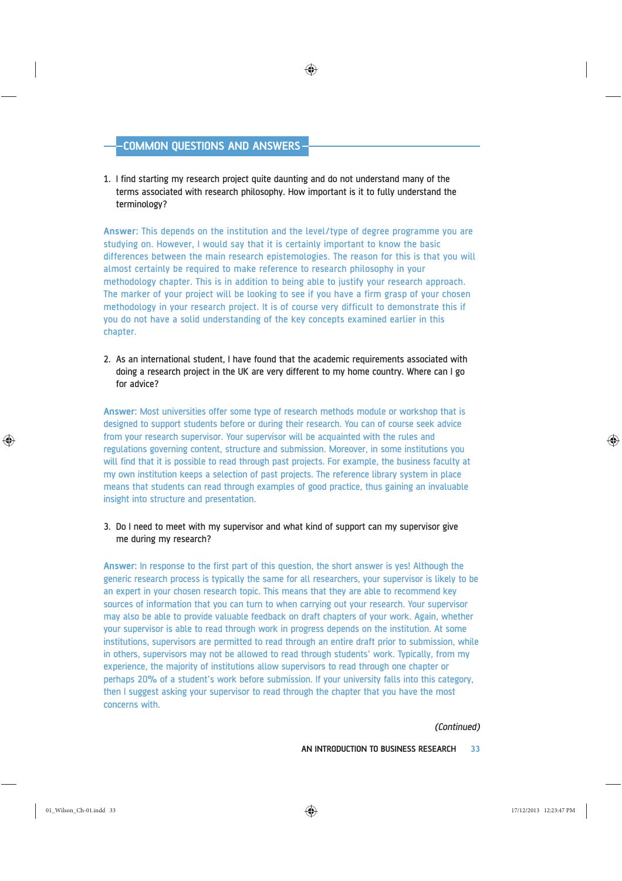## COMMON QUESTIONS AND ANSWERS

1. I find starting my research project quite daunting and do not understand many of the terms associated with research philosophy. How important is it to fully understand the terminology?

**Answer:** This depends on the institution and the level/type of degree programme you are studying on. However, I would say that it is certainly important to know the basic differences between the main research epistemologies. The reason for this is that you will almost certainly be required to make reference to research philosophy in your methodology chapter. This is in addition to being able to justify your research approach. The marker of your project will be looking to see if you have a firm grasp of your chosen methodology in your research project. It is of course very difficult to demonstrate this if you do not have a solid understanding of the key concepts examined earlier in this chapter.

2. As an international student, I have found that the academic requirements associated with doing a research project in the UK are very different to my home country. Where can I go for advice?

**Answer:** Most universities offer some type of research methods module or workshop that is designed to support students before or during their research. You can of course seek advice from your research supervisor. Your supervisor will be acquainted with the rules and regulations governing content, structure and submission. Moreover, in some institutions you will find that it is possible to read through past projects. For example, the business faculty at my own institution keeps a selection of past projects. The reference library system in place means that students can read through examples of good practice, thus gaining an invaluable insight into structure and presentation.

3. Do I need to meet with my supervisor and what kind of support can my supervisor give me during my research?

**Answer:** In response to the first part of this question, the short answer is yes! Although the generic research process is typically the same for all researchers, your supervisor is likely to be an expert in your chosen research topic. This means that they are able to recommend key sources of information that you can turn to when carrying out your research. Your supervisor may also be able to provide valuable feedback on draft chapters of your work. Again, whether your supervisor is able to read through work in progress depends on the institution. At some institutions, supervisors are permitted to read through an entire draft prior to submission, while in others, supervisors may not be allowed to read through students' work. Typically, from my experience, the majority of institutions allow supervisors to read through one chapter or perhaps 20% of a student's work before submission. If your university falls into this category, then I suggest asking your supervisor to read through the chapter that you have the most concerns with.

*(Continued)*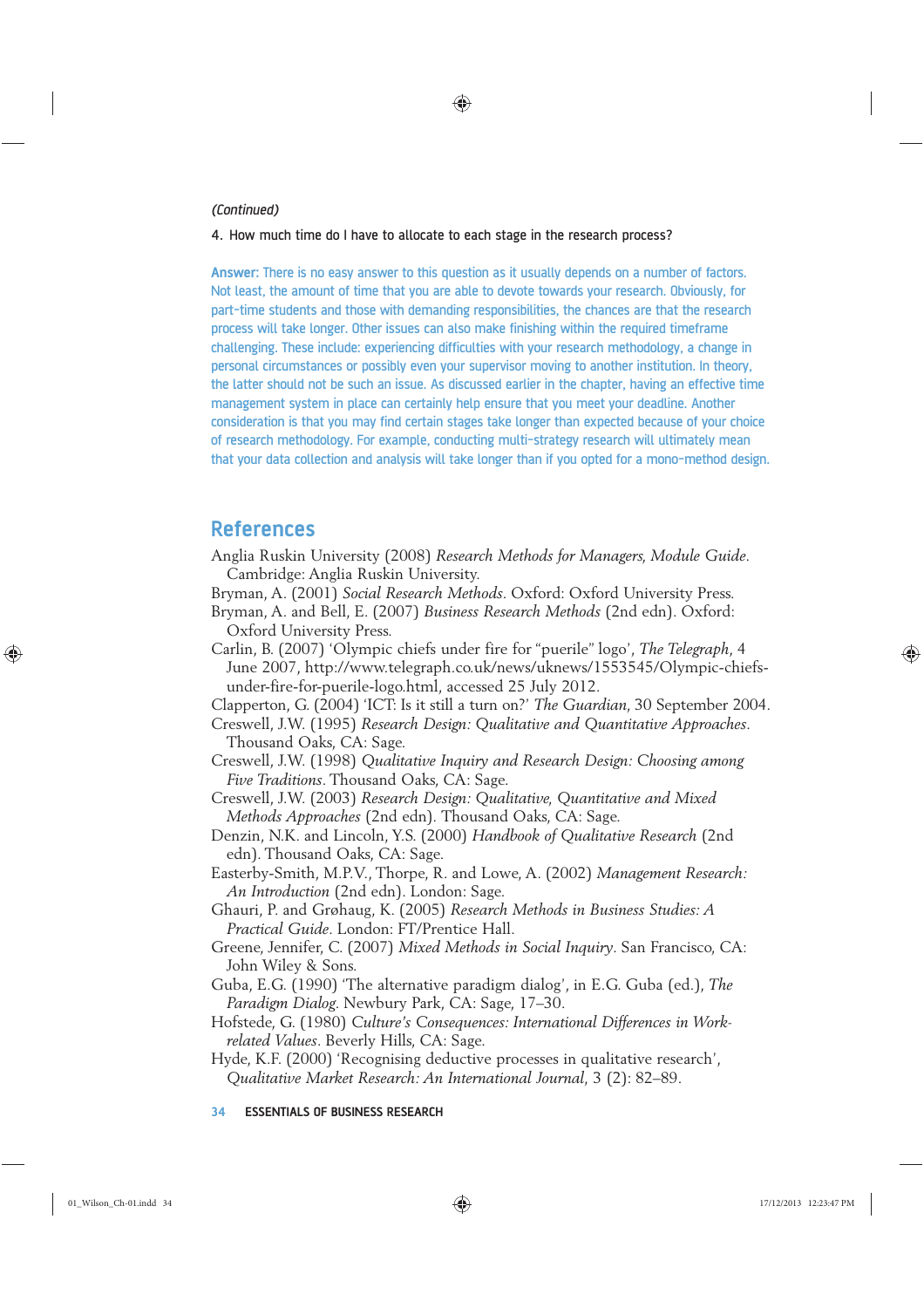*(Continued)*

4. How much time do I have to allocate to each stage in the research process?

**Answer:** There is no easy answer to this question as it usually depends on a number of factors. Not least, the amount of time that you are able to devote towards your research. Obviously, for part-time students and those with demanding responsibilities, the chances are that the research process will take longer. Other issues can also make finishing within the required timeframe challenging. These include: experiencing difficulties with your research methodology, a change in personal circumstances or possibly even your supervisor moving to another institution. In theory, the latter should not be such an issue. As discussed earlier in the chapter, having an effective time management system in place can certainly help ensure that you meet your deadline. Another consideration is that you may find certain stages take longer than expected because of your choice of research methodology. For example, conducting multi-strategy research will ultimately mean that your data collection and analysis will take longer than if you opted for a mono-method design.

## References

Anglia Ruskin University (2008) *Research Methods for Managers, Module Guide*. Cambridge: Anglia Ruskin University.

Bryman, A. (2001) *Social Research Methods*. Oxford: Oxford University Press.

Bryman, A. and Bell, E. (2007) *Business Research Methods* (2nd edn). Oxford: Oxford University Press.

Carlin, B. (2007) 'Olympic chiefs under fire for "puerile" logo', *The Telegraph*, 4 June 2007, http://www.telegraph.co.uk/news/uknews/1553545/Olympic-chiefs-under-fire-for-puerile-logo.html, accessed 25 July 2012.

Clapperton, G. (2004) 'ICT: Is it still a turn on?' *The Guardian*, 30 September 2004.

Creswell, J.W. (1995) *Research Design: Qualitative and Quantitative Approaches*. Thousand Oaks, CA: Sage.

Creswell, J.W. (1998) *Qualitative Inquiry and Research Design: Choosing among Five Traditions*. Thousand Oaks, CA: Sage.

Creswell, J.W. (2003) *Research Design: Qualitative, Quantitative and Mixed Methods Approaches* (2nd edn). Thousand Oaks, CA: Sage.

Denzin, N.K. and Lincoln, Y.S. (2000) *Handbook of Qualitative Research* (2nd edn). Thousand Oaks, CA: Sage.

Easterby-Smith, M.P.V., Thorpe, R. and Lowe, A. (2002) *Management Research: An Introduction* (2nd edn). London: Sage.

Ghauri, P. and Grønhaug, K. (2005) *Research Methods in Business Studies: A Practical Guide*. London: FT/Prentice Hall.

Greene, Jennifer, C. (2007) *Mixed Methods in Social Inquiry*. San Francisco, CA: John Wiley & Sons.

Guba, E.G. (1990) 'The alternative paradigm dialog', in E.G. Guba (ed.), *The Paradigm Dialog*. Newbury Park, CA: Sage, 17–30.

Hofstede, G. (1980) *Culture's Consequences: International Differences in Work-related Values*. Beverly Hills, CA: Sage.

Hyde, K.F. (2000) 'Recognising deductive processes in qualitative research', *Qualitative Market Research: An International Journal*, 3 (2): 82–89.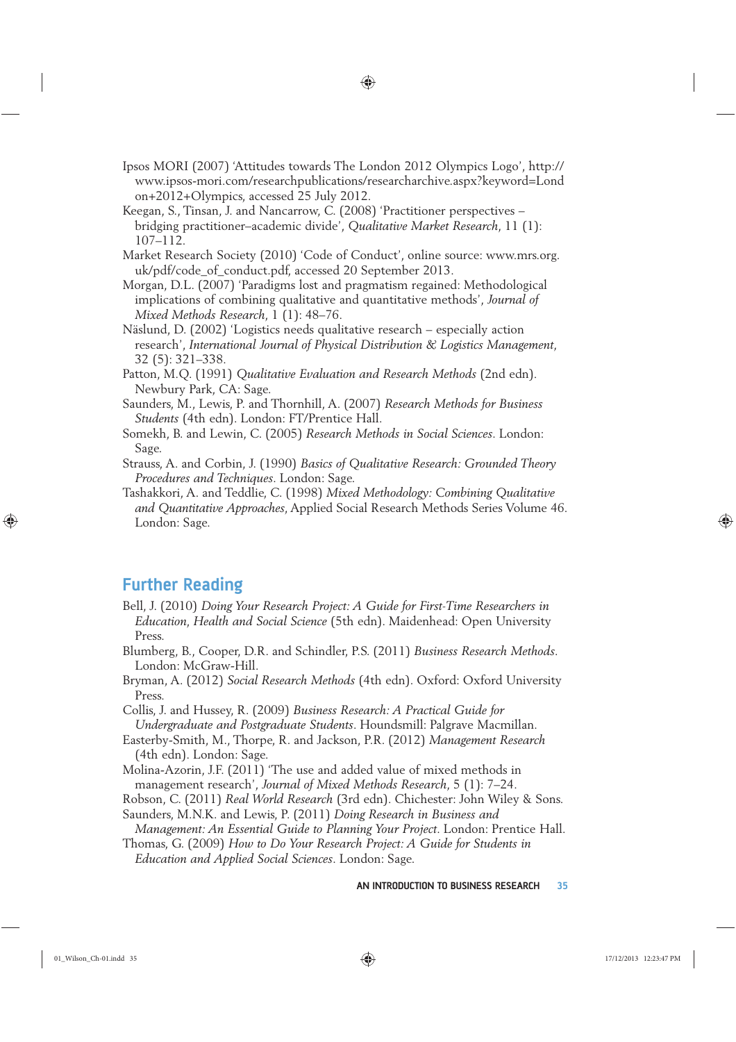Ipsos MORI (2007) 'Attitudes towards The London 2012 Olympics Logo', http://www.ipsos-mori.com/researchpublications/researcharchive.aspx?keyword=London+2012+Olympics, accessed 25 July 2012.

Keegan, S., Tinsan, J. and Nancarrow, C. (2008) 'Practitioner perspectives – bridging practitioner–academic divide', *Qualitative Market Research*, 11 (1): 107–112.

Market Research Society (2010) 'Code of Conduct', online source: www.mrs.org.uk/pdf/code_of_conduct.pdf, accessed 20 September 2013.

Morgan, D.L. (2007) 'Paradigms lost and pragmatism regained: Methodological implications of combining qualitative and quantitative methods', *Journal of Mixed Methods Research*, 1 (1): 48–76.

Näslund, D. (2002) 'Logistics needs qualitative research – especially action research', *International Journal of Physical Distribution & Logistics Management*, 32 (5): 321–338.

Patton, M.Q. (1991) *Qualitative Evaluation and Research Methods* (2nd edn). Newbury Park, CA: Sage.

Saunders, M., Lewis, P. and Thornhill, A. (2007) *Research Methods for Business Students* (4th edn). London: FT/Prentice Hall.

Somekh, B. and Lewin, C. (2005) *Research Methods in Social Sciences*. London: Sage.

Strauss, A. and Corbin, J. (1990) *Basics of Qualitative Research: Grounded Theory Procedures and Techniques*. London: Sage.

Tashakkori, A. and Teddlie, C. (1998) *Mixed Methodology: Combining Qualitative and Quantitative Approaches*, Applied Social Research Methods Series Volume 46. London: Sage.

## Further Reading

Bell, J. (2010) *Doing Your Research Project: A Guide for First-Time Researchers in Education, Health and Social Science* (5th edn). Maidenhead: Open University Press.

Blumberg, B., Cooper, D.R. and Schindler, P.S. (2011) *Business Research Methods*. London: McGraw-Hill.

Bryman, A. (2012) *Social Research Methods* (4th edn). Oxford: Oxford University Press.

Collis, J. and Hussey, R. (2009) *Business Research: A Practical Guide for Undergraduate and Postgraduate Students*. Houndsmill: Palgrave Macmillan.

Easterby-Smith, M., Thorpe, R. and Jackson, P.R. (2012) *Management Research* (4th edn). London: Sage.

Molina-Azorin, J.F. (2011) 'The use and added value of mixed methods in management research', *Journal of Mixed Methods Research*, 5 (1): 7–24.

Robson, C. (2011) *Real World Research* (3rd edn). Chichester: John Wiley & Sons.

Saunders, M.N.K. and Lewis, P. (2011) *Doing Research in Business and Management: An Essential Guide to Planning Your Project*. London: Prentice Hall.

Thomas, G. (2009) *How to Do Your Research Project: A Guide for Students in Education and Applied Social Sciences*. London: Sage.